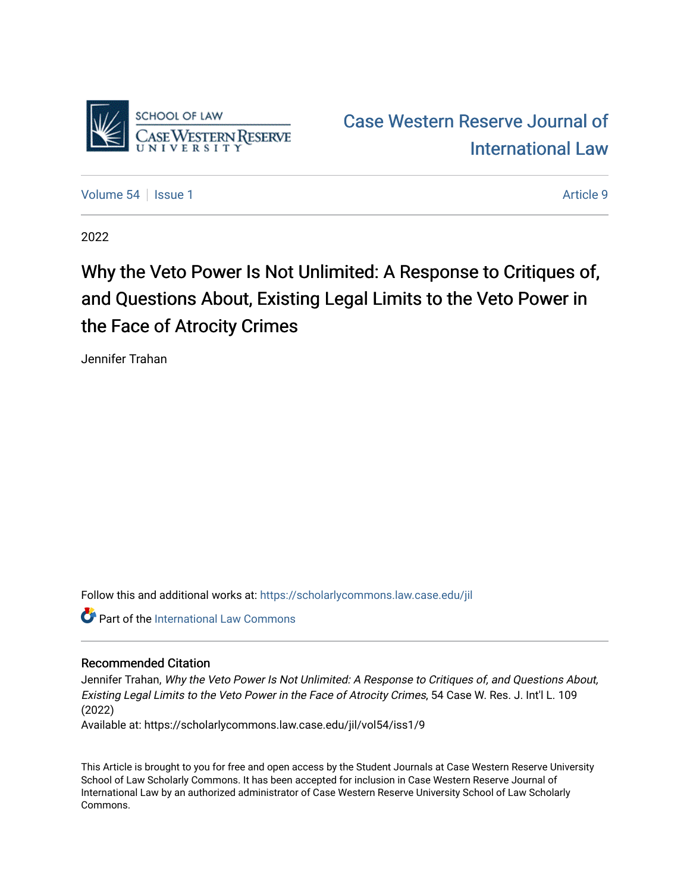Case Western Reserve Journal of International Law

Volume 54 | Issue 1 | Article 9

2022

# Why the Veto Power Is Not Unlimited: A Response to Critiques of, and Questions About, Existing Legal Limits to the Veto Power in the Face of Atrocity Crimes

Jennifer Trahan

Follow this and additional works at: https://scholarlycommons.law.case.edu/jil

Part of the International Law Commons

## Recommended Citation

Jennifer Trahan, *Why the Veto Power Is Not Unlimited: A Response to Critiques of, and Questions About, Existing Legal Limits to the Veto Power in the Face of Atrocity Crimes*, 54 Case W. Res. J. Int'l L. 109 (2022)

Available at: https://scholarlycommons.law.case.edu/jil/vol54/iss1/9

This Article is brought to you for free and open access by the Student Journals at Case Western Reserve University School of Law Scholarly Commons. It has been accepted for inclusion in Case Western Reserve Journal of International Law by an authorized administrator of Case Western Reserve University School of Law Scholarly Commons.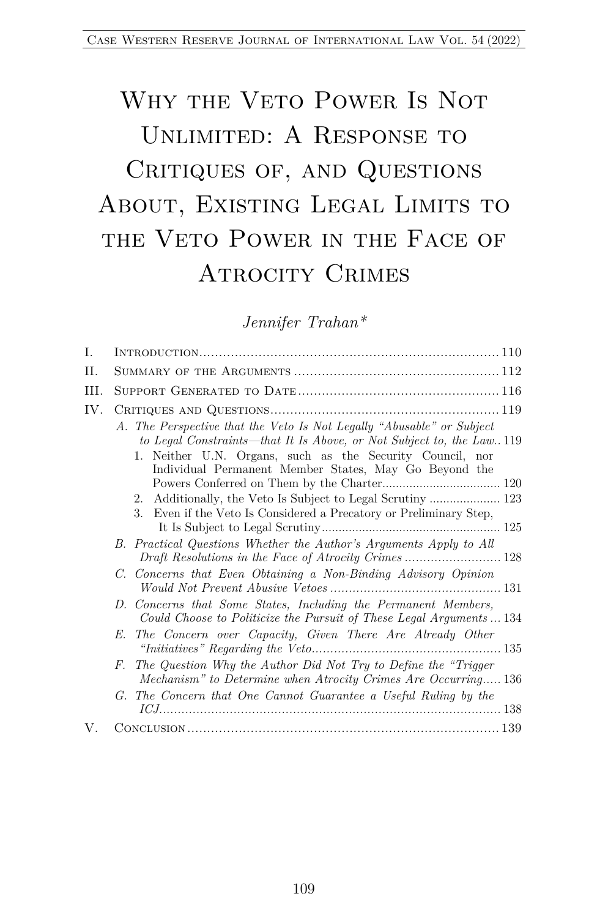# Why the Veto Power Is Not Unlimited: A Response to Critiques of, and Questions About, Existing Legal Limits to the Veto Power in the Face of Atrocity Crimes

*Jennifer Trahan**

I. Introduction .......... 110

II. Summary of the Arguments .......... 112

III. Support Generated to Date .......... 116

IV. Critiques and Questions .......... 119

- A. *The Perspective that the Veto Is Not Legally "Abusable" or Subject to Legal Constraints—that It Is Above, or Not Subject to, the Law* .. 119
  1. Neither U.N. Organs, such as the Security Council, nor Individual Permanent Member States, May Go Beyond the Powers Conferred on Them by the Charter .......... 120
  2. Additionally, the Veto Is Subject to Legal Scrutiny .......... 123
  3. Even if the Veto Is Considered a Precatory or Preliminary Step, It Is Subject to Legal Scrutiny .......... 125
- B. *Practical Questions Whether the Author's Arguments Apply to All Draft Resolutions in the Face of Atrocity Crimes* .......... 128
- C. *Concerns that Even Obtaining a Non-Binding Advisory Opinion Would Not Prevent Abusive Vetoes* .......... 131
- D. *Concerns that Some States, Including the Permanent Members, Could Choose to Politicize the Pursuit of These Legal Arguments* ... 134
- E. *The Concern over Capacity, Given There Are Already Other "Initiatives" Regarding the Veto* .......... 135
- F. *The Question Why the Author Did Not Try to Define the "Trigger Mechanism" to Determine when Atrocity Crimes Are Occurring* ..... 136
- G. *The Concern that One Cannot Guarantee a Useful Ruling by the ICJ* .......... 138

V. Conclusion .......... 139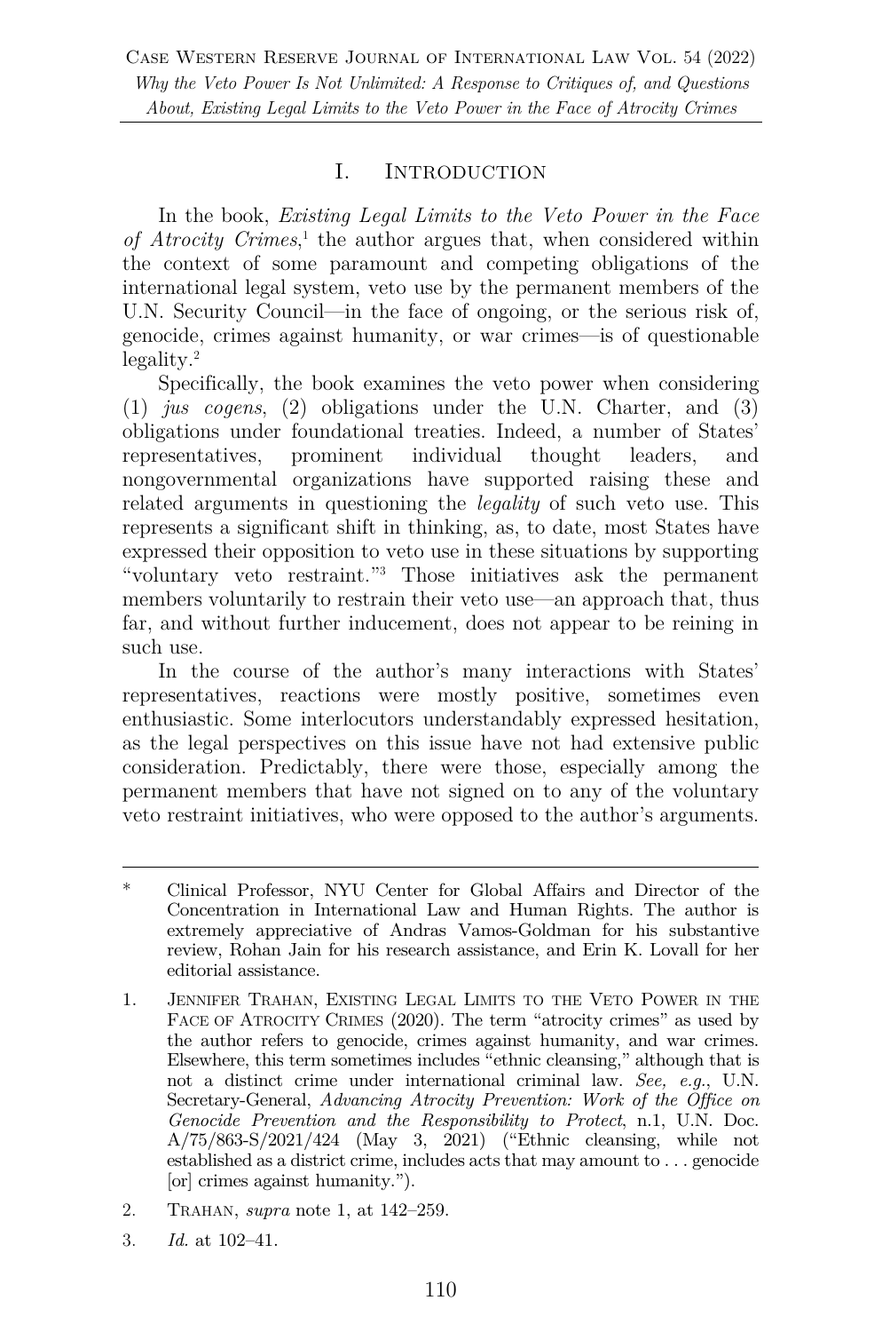## I. Introduction

In the book, *Existing Legal Limits to the Veto Power in the Face of Atrocity Crimes*,[1] the author argues that, when considered within the context of some paramount and competing obligations of the international legal system, veto use by the permanent members of the U.N. Security Council—in the face of ongoing, or the serious risk of, genocide, crimes against humanity, or war crimes—is of questionable legality.[2]

Specifically, the book examines the veto power when considering (1) *jus cogens*, (2) obligations under the U.N. Charter, and (3) obligations under foundational treaties. Indeed, a number of States' representatives, prominent individual thought leaders, and nongovernmental organizations have supported raising these and related arguments in questioning the *legality* of such veto use. This represents a significant shift in thinking, as, to date, most States have expressed their opposition to veto use in these situations by supporting "voluntary veto restraint."[3] Those initiatives ask the permanent members voluntarily to restrain their veto use—an approach that, thus far, and without further inducement, does not appear to be reining in such use.

In the course of the author's many interactions with States' representatives, reactions were mostly positive, sometimes even enthusiastic. Some interlocutors understandably expressed hesitation, as the legal perspectives on this issue have not had extensive public consideration. Predictably, there were those, especially among the permanent members that have not signed on to any of the voluntary veto restraint initiatives, who were opposed to the author's arguments.

---

\* Clinical Professor, NYU Center for Global Affairs and Director of the Concentration in International Law and Human Rights. The author is extremely appreciative of Andras Vamos-Goldman for his substantive review, Rohan Jain for his research assistance, and Erin K. Lovall for her editorial assistance.

1. Jennifer Trahan, Existing Legal Limits to the Veto Power in the Face of Atrocity Crimes (2020). The term "atrocity crimes" as used by the author refers to genocide, crimes against humanity, and war crimes. Elsewhere, this term sometimes includes "ethnic cleansing," although that is not a distinct crime under international criminal law. *See, e.g.*, U.N. Secretary-General, *Advancing Atrocity Prevention: Work of the Office on Genocide Prevention and the Responsibility to Protect*, n.1, U.N. Doc. A/75/863-S/2021/424 (May 3, 2021) ("Ethnic cleansing, while not established as a district crime, includes acts that may amount to . . . genocide [or] crimes against humanity.").

2. Trahan, *supra* note 1, at 142–259.

3. *Id.* at 102–41.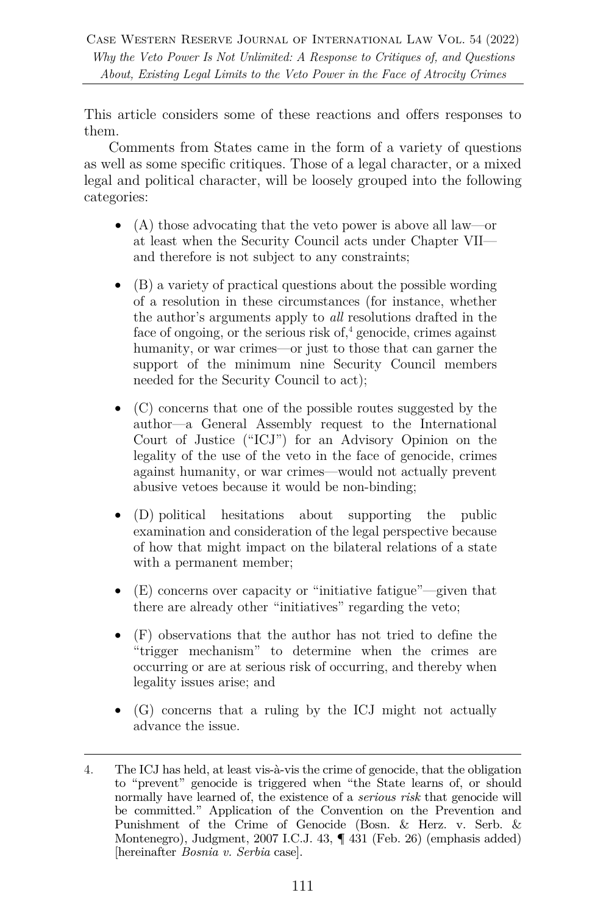This article considers some of these reactions and offers responses to them.

Comments from States came in the form of a variety of questions as well as some specific critiques. Those of a legal character, or a mixed legal and political character, will be loosely grouped into the following categories:

- (A) those advocating that the veto power is above all law—or at least when the Security Council acts under Chapter VII—and therefore is not subject to any constraints;

- (B) a variety of practical questions about the possible wording of a resolution in these circumstances (for instance, whether the author's arguments apply to *all* resolutions drafted in the face of ongoing, or the serious risk of,[4] genocide, crimes against humanity, or war crimes—or just to those that can garner the support of the minimum nine Security Council members needed for the Security Council to act);

- (C) concerns that one of the possible routes suggested by the author—a General Assembly request to the International Court of Justice ("ICJ") for an Advisory Opinion on the legality of the use of the veto in the face of genocide, crimes against humanity, or war crimes—would not actually prevent abusive vetoes because it would be non-binding;

- (D) political hesitations about supporting the public examination and consideration of the legal perspective because of how that might impact on the bilateral relations of a state with a permanent member;

- (E) concerns over capacity or "initiative fatigue"—given that there are already other "initiatives" regarding the veto;

- (F) observations that the author has not tried to define the "trigger mechanism" to determine when the crimes are occurring or are at serious risk of occurring, and thereby when legality issues arise; and

- (G) concerns that a ruling by the ICJ might not actually advance the issue.

---

4. The ICJ has held, at least vis-à-vis the crime of genocide, that the obligation to "prevent" genocide is triggered when "the State learns of, or should normally have learned of, the existence of a *serious risk* that genocide will be committed." Application of the Convention on the Prevention and Punishment of the Crime of Genocide (Bosn. & Herz. v. Serb. & Montenegro), Judgment, 2007 I.C.J. 43, ¶ 431 (Feb. 26) (emphasis added) [hereinafter *Bosnia v. Serbia* case].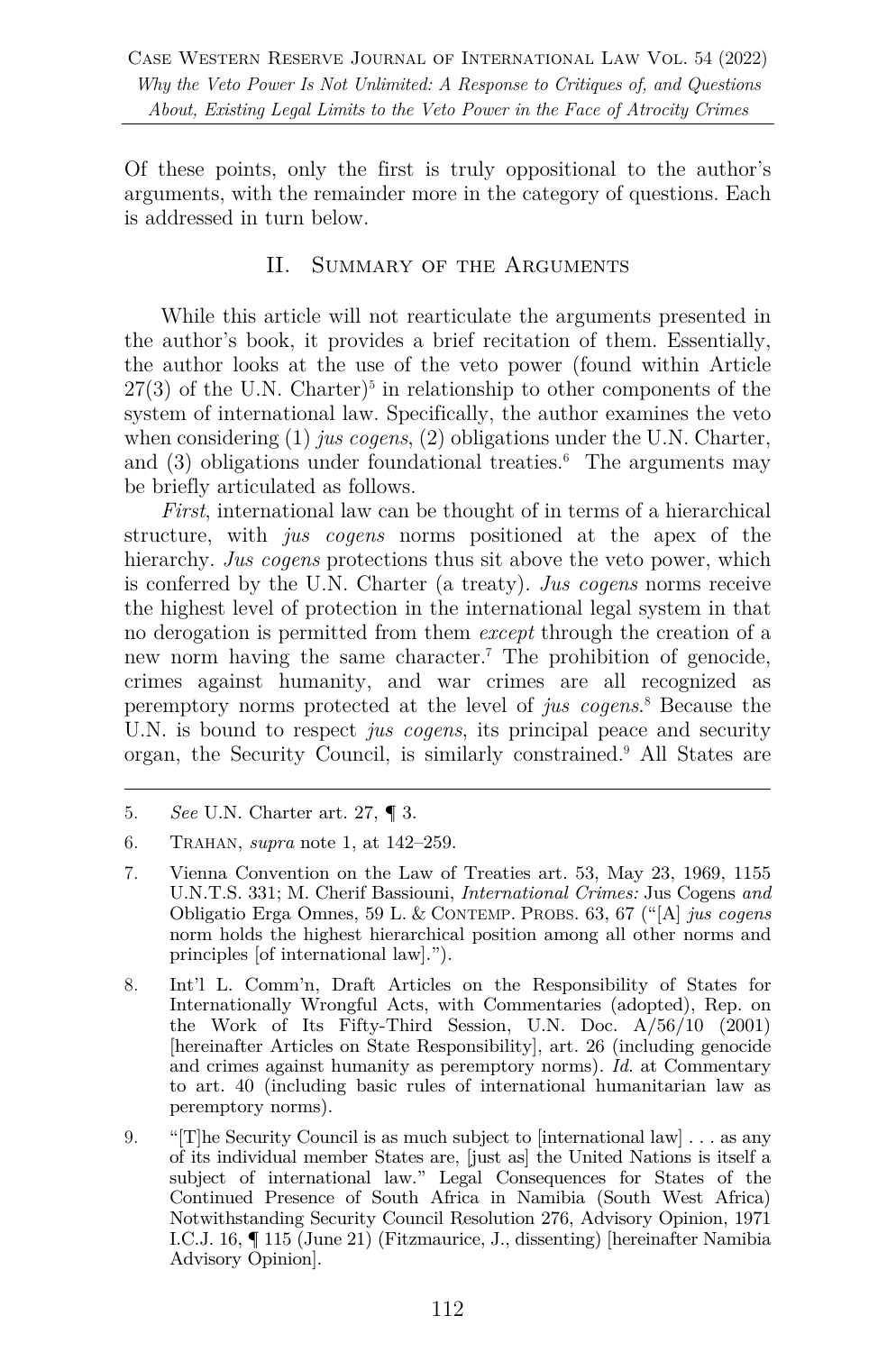Of these points, only the first is truly oppositional to the author's arguments, with the remainder more in the category of questions. Each is addressed in turn below.

## II. Summary of the Arguments

While this article will not rearticulate the arguments presented in the author's book, it provides a brief recitation of them. Essentially, the author looks at the use of the veto power (found within Article 27(3) of the U.N. Charter)[5] in relationship to other components of the system of international law. Specifically, the author examines the veto when considering (1) *jus cogens*, (2) obligations under the U.N. Charter, and (3) obligations under foundational treaties.[6] The arguments may be briefly articulated as follows.

*First*, international law can be thought of in terms of a hierarchical structure, with *jus cogens* norms positioned at the apex of the hierarchy. *Jus cogens* protections thus sit above the veto power, which is conferred by the U.N. Charter (a treaty). *Jus cogens* norms receive the highest level of protection in the international legal system in that no derogation is permitted from them *except* through the creation of a new norm having the same character.[7] The prohibition of genocide, crimes against humanity, and war crimes are all recognized as peremptory norms protected at the level of *jus cogens*.[8] Because the U.N. is bound to respect *jus cogens*, its principal peace and security organ, the Security Council, is similarly constrained.[9] All States are

---

5. *See* U.N. Charter art. 27, ¶ 3.

6. Trahan, *supra* note 1, at 142–259.

7. Vienna Convention on the Law of Treaties art. 53, May 23, 1969, 1155 U.N.T.S. 331; M. Cherif Bassiouni, *International Crimes:* Jus Cogens *and* Obligatio Erga Omnes, 59 L. & Contemp. Probs. 63, 67 ("[A] *jus cogens* norm holds the highest hierarchical position among all other norms and principles [of international law].").

8. Int'l L. Comm'n, Draft Articles on the Responsibility of States for Internationally Wrongful Acts, with Commentaries (adopted), Rep. on the Work of Its Fifty-Third Session, U.N. Doc. A/56/10 (2001) [hereinafter Articles on State Responsibility], art. 26 (including genocide and crimes against humanity as peremptory norms). *Id.* at Commentary to art. 40 (including basic rules of international humanitarian law as peremptory norms).

9. "[T]he Security Council is as much subject to [international law] . . . as any of its individual member States are, [just as] the United Nations is itself a subject of international law." Legal Consequences for States of the Continued Presence of South Africa in Namibia (South West Africa) Notwithstanding Security Council Resolution 276, Advisory Opinion, 1971 I.C.J. 16, ¶ 115 (June 21) (Fitzmaurice, J., dissenting) [hereinafter Namibia Advisory Opinion].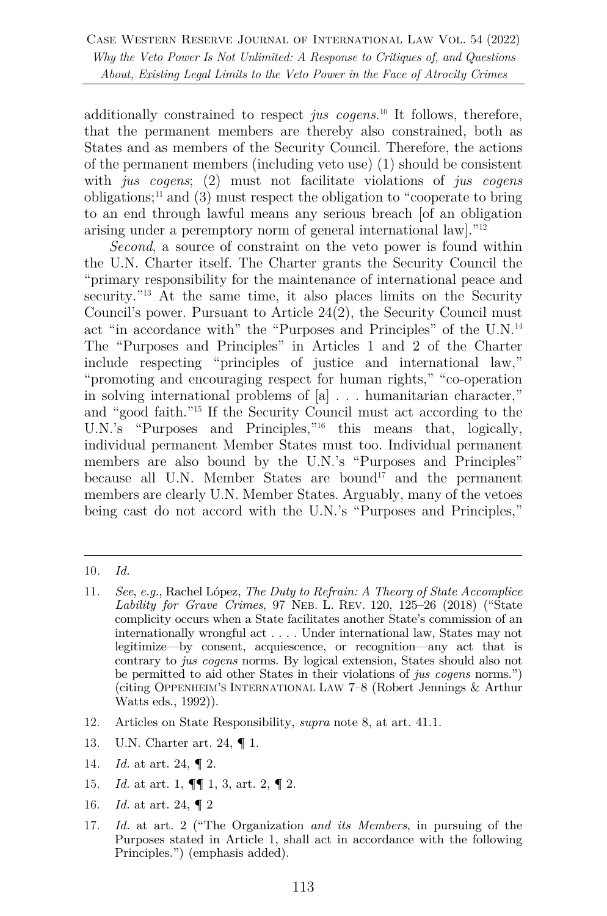additionally constrained to respect *jus cogens*.[10] It follows, therefore, that the permanent members are thereby also constrained, both as States and as members of the Security Council. Therefore, the actions of the permanent members (including veto use) (1) should be consistent with *jus cogens*; (2) must not facilitate violations of *jus cogens* obligations;[11] and (3) must respect the obligation to "cooperate to bring to an end through lawful means any serious breach [of an obligation arising under a peremptory norm of general international law]."[12]

*Second*, a source of constraint on the veto power is found within the U.N. Charter itself. The Charter grants the Security Council the "primary responsibility for the maintenance of international peace and security."[13] At the same time, it also places limits on the Security Council's power. Pursuant to Article 24(2), the Security Council must act "in accordance with" the "Purposes and Principles" of the U.N.[14] The "Purposes and Principles" in Articles 1 and 2 of the Charter include respecting "principles of justice and international law," "promoting and encouraging respect for human rights," "co-operation in solving international problems of [a] . . . humanitarian character," and "good faith."[15] If the Security Council must act according to the U.N.'s "Purposes and Principles,"[16] this means that, logically, individual permanent Member States must too. Individual permanent members are also bound by the U.N.'s "Purposes and Principles" because all U.N. Member States are bound[17] and the permanent members are clearly U.N. Member States. Arguably, many of the vetoes being cast do not accord with the U.N.'s "Purposes and Principles,"

---

10. *Id.*

11. *See*, *e.g.*, Rachel López, *The Duty to Refrain: A Theory of State Accomplice Lability for Grave Crimes*, 97 NEB. L. REV. 120, 125–26 (2018) ("State complicity occurs when a State facilitates another State's commission of an internationally wrongful act . . . . Under international law, States may not legitimize—by consent, acquiescence, or recognition—any act that is contrary to *jus cogens* norms. By logical extension, States should also not be permitted to aid other States in their violations of *jus cogens* norms.") (citing OPPENHEIM'S INTERNATIONAL LAW 7–8 (Robert Jennings & Arthur Watts eds., 1992)).

12. Articles on State Responsibility, *supra* note 8, at art. 41.1.

13. U.N. Charter art. 24, ¶ 1.

14. *Id.* at art. 24, ¶ 2.

15. *Id.* at art. 1, ¶¶ 1, 3, art. 2, ¶ 2.

16. *Id.* at art. 24, ¶ 2

17. *Id.* at art. 2 ("The Organization *and its Members*, in pursuing of the Purposes stated in Article 1, shall act in accordance with the following Principles.") (emphasis added).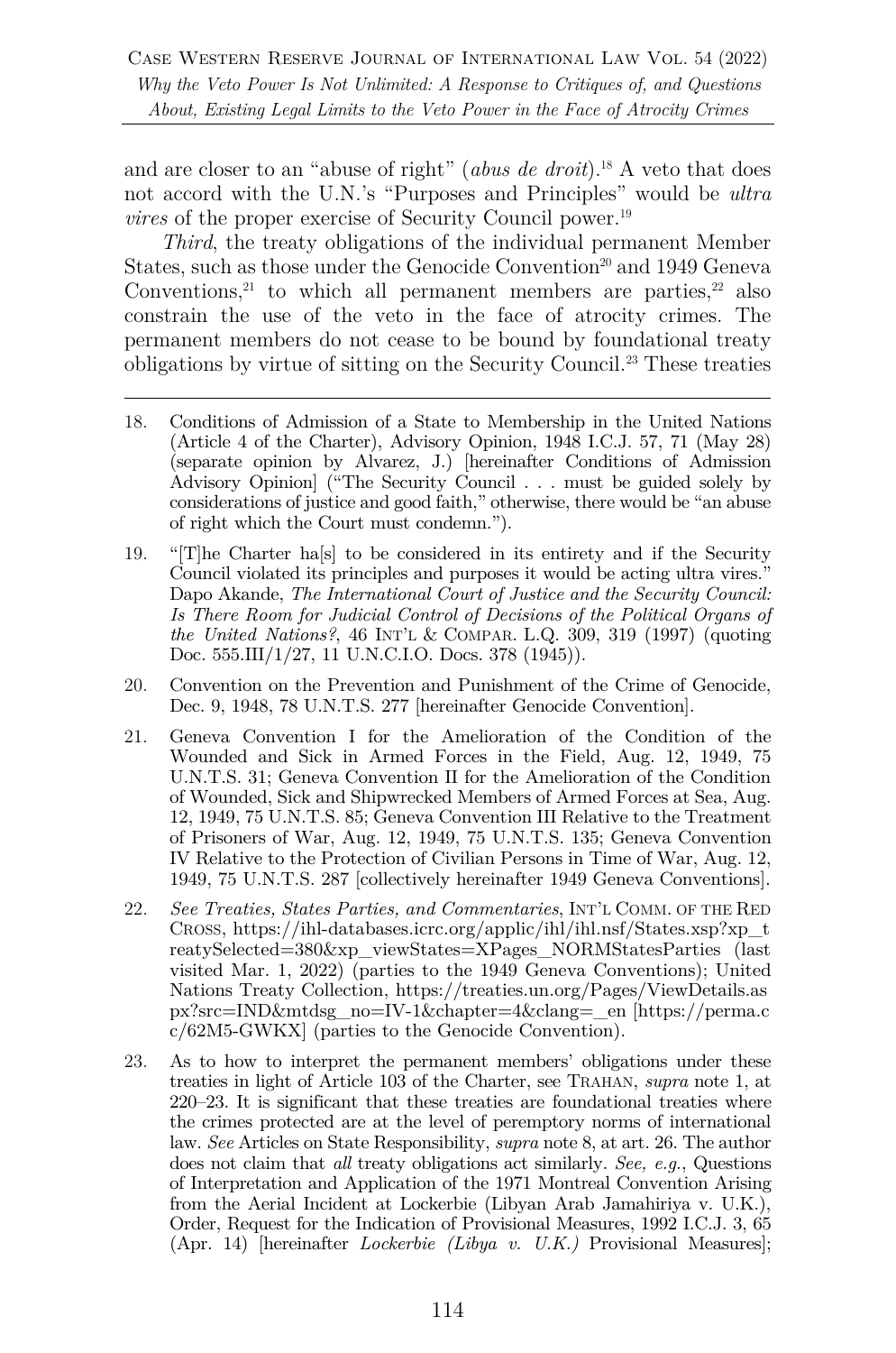and are closer to an "abuse of right" (*abus de droit*).[18] A veto that does not accord with the U.N.'s "Purposes and Principles" would be *ultra vires* of the proper exercise of Security Council power.[19]

*Third*, the treaty obligations of the individual permanent Member States, such as those under the Genocide Convention[20] and 1949 Geneva Conventions,[21] to which all permanent members are parties,[22] also constrain the use of the veto in the face of atrocity crimes. The permanent members do not cease to be bound by foundational treaty obligations by virtue of sitting on the Security Council.[23] These treaties

---

18. Conditions of Admission of a State to Membership in the United Nations (Article 4 of the Charter), Advisory Opinion, 1948 I.C.J. 57, 71 (May 28) (separate opinion by Alvarez, J.) [hereinafter Conditions of Admission Advisory Opinion] ("The Security Council . . . must be guided solely by considerations of justice and good faith," otherwise, there would be "an abuse of right which the Court must condemn.").

19. "[T]he Charter ha[s] to be considered in its entirety and if the Security Council violated its principles and purposes it would be acting ultra vires." Dapo Akande, *The International Court of Justice and the Security Council: Is There Room for Judicial Control of Decisions of the Political Organs of the United Nations?*, 46 INT'L & COMPAR. L.Q. 309, 319 (1997) (quoting Doc. 555.III/1/27, 11 U.N.C.I.O. Docs. 378 (1945)).

20. Convention on the Prevention and Punishment of the Crime of Genocide, Dec. 9, 1948, 78 U.N.T.S. 277 [hereinafter Genocide Convention].

21. Geneva Convention I for the Amelioration of the Condition of the Wounded and Sick in Armed Forces in the Field, Aug. 12, 1949, 75 U.N.T.S. 31; Geneva Convention II for the Amelioration of the Condition of Wounded, Sick and Shipwrecked Members of Armed Forces at Sea, Aug. 12, 1949, 75 U.N.T.S. 85; Geneva Convention III Relative to the Treatment of Prisoners of War, Aug. 12, 1949, 75 U.N.T.S. 135; Geneva Convention IV Relative to the Protection of Civilian Persons in Time of War, Aug. 12, 1949, 75 U.N.T.S. 287 [collectively hereinafter 1949 Geneva Conventions].

22. *See Treaties, States Parties, and Commentaries*, INT'L COMM. OF THE RED CROSS, https://ihl-databases.icrc.org/applic/ihl/ihl.nsf/States.xsp?xp_treatySelected=380&xp_viewStates=XPages_NORMStatesParties (last visited Mar. 1, 2022) (parties to the 1949 Geneva Conventions); United Nations Treaty Collection, https://treaties.un.org/Pages/ViewDetails.aspx?src=IND&mtdsg_no=IV-1&chapter=4&clang=_en [https://perma.cc/62M5-GWKX] (parties to the Genocide Convention).

23. As to how to interpret the permanent members' obligations under these treaties in light of Article 103 of the Charter, see TRAHAN, *supra* note 1, at 220–23. It is significant that these treaties are foundational treaties where the crimes protected are at the level of peremptory norms of international law. *See* Articles on State Responsibility, *supra* note 8, at art. 26. The author does not claim that *all* treaty obligations act similarly. *See, e.g.*, Questions of Interpretation and Application of the 1971 Montreal Convention Arising from the Aerial Incident at Lockerbie (Libyan Arab Jamahiriya v. U.K.), Order, Request for the Indication of Provisional Measures, 1992 I.C.J. 3, 65 (Apr. 14) [hereinafter *Lockerbie (Libya v. U.K.)* Provisional Measures];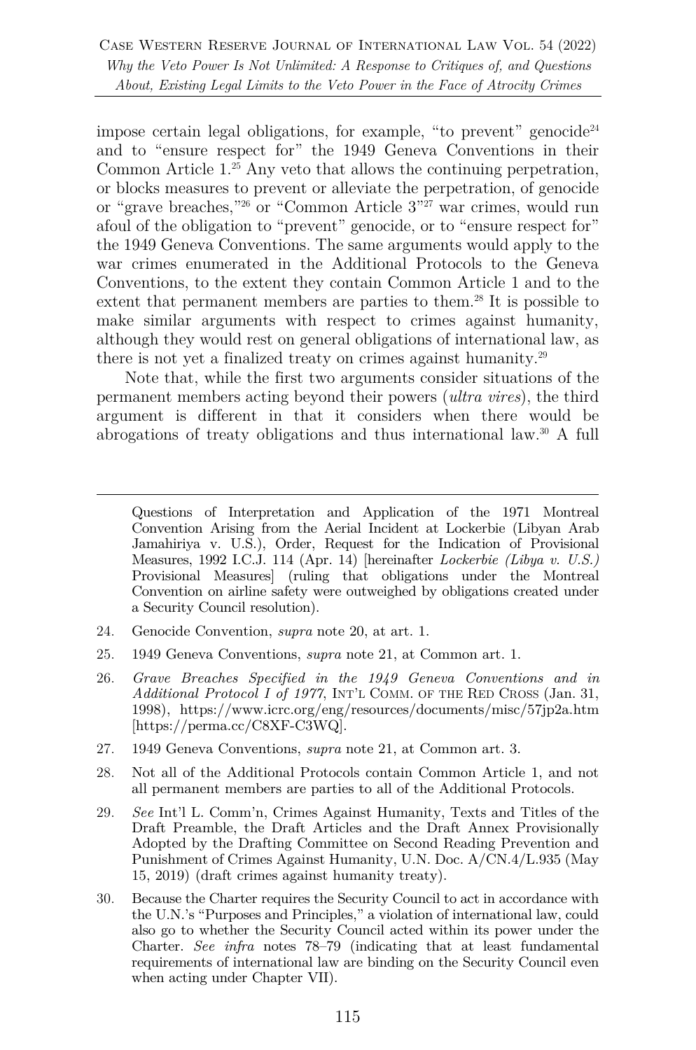impose certain legal obligations, for example, "to prevent" genocide[24] and to "ensure respect for" the 1949 Geneva Conventions in their Common Article 1.[25] Any veto that allows the continuing perpetration, or blocks measures to prevent or alleviate the perpetration, of genocide or "grave breaches,"[26] or "Common Article 3"[27] war crimes, would run afoul of the obligation to "prevent" genocide, or to "ensure respect for" the 1949 Geneva Conventions. The same arguments would apply to the war crimes enumerated in the Additional Protocols to the Geneva Conventions, to the extent they contain Common Article 1 and to the extent that permanent members are parties to them.[28] It is possible to make similar arguments with respect to crimes against humanity, although they would rest on general obligations of international law, as there is not yet a finalized treaty on crimes against humanity.[29]

Note that, while the first two arguments consider situations of the permanent members acting beyond their powers (*ultra vires*), the third argument is different in that it considers when there would be abrogations of treaty obligations and thus international law.[30] A full

---

Questions of Interpretation and Application of the 1971 Montreal Convention Arising from the Aerial Incident at Lockerbie (Libyan Arab Jamahiriya v. U.S.), Order, Request for the Indication of Provisional Measures, 1992 I.C.J. 114 (Apr. 14) [hereinafter *Lockerbie (Libya v. U.S.)* Provisional Measures] (ruling that obligations under the Montreal Convention on airline safety were outweighed by obligations created under a Security Council resolution).

24. Genocide Convention, *supra* note 20, at art. 1.

25. 1949 Geneva Conventions, *supra* note 21, at Common art. 1.

26. *Grave Breaches Specified in the 1949 Geneva Conventions and in Additional Protocol I of 1977*, INT'L COMM. OF THE RED CROSS (Jan. 31, 1998), https://www.icrc.org/eng/resources/documents/misc/57jp2a.htm [https://perma.cc/C8XF-C3WQ].

27. 1949 Geneva Conventions, *supra* note 21, at Common art. 3.

28. Not all of the Additional Protocols contain Common Article 1, and not all permanent members are parties to all of the Additional Protocols.

29. *See* Int'l L. Comm'n, Crimes Against Humanity, Texts and Titles of the Draft Preamble, the Draft Articles and the Draft Annex Provisionally Adopted by the Drafting Committee on Second Reading Prevention and Punishment of Crimes Against Humanity, U.N. Doc. A/CN.4/L.935 (May 15, 2019) (draft crimes against humanity treaty).

30. Because the Charter requires the Security Council to act in accordance with the U.N.'s "Purposes and Principles," a violation of international law, could also go to whether the Security Council acted within its power under the Charter. *See infra* notes 78–79 (indicating that at least fundamental requirements of international law are binding on the Security Council even when acting under Chapter VII).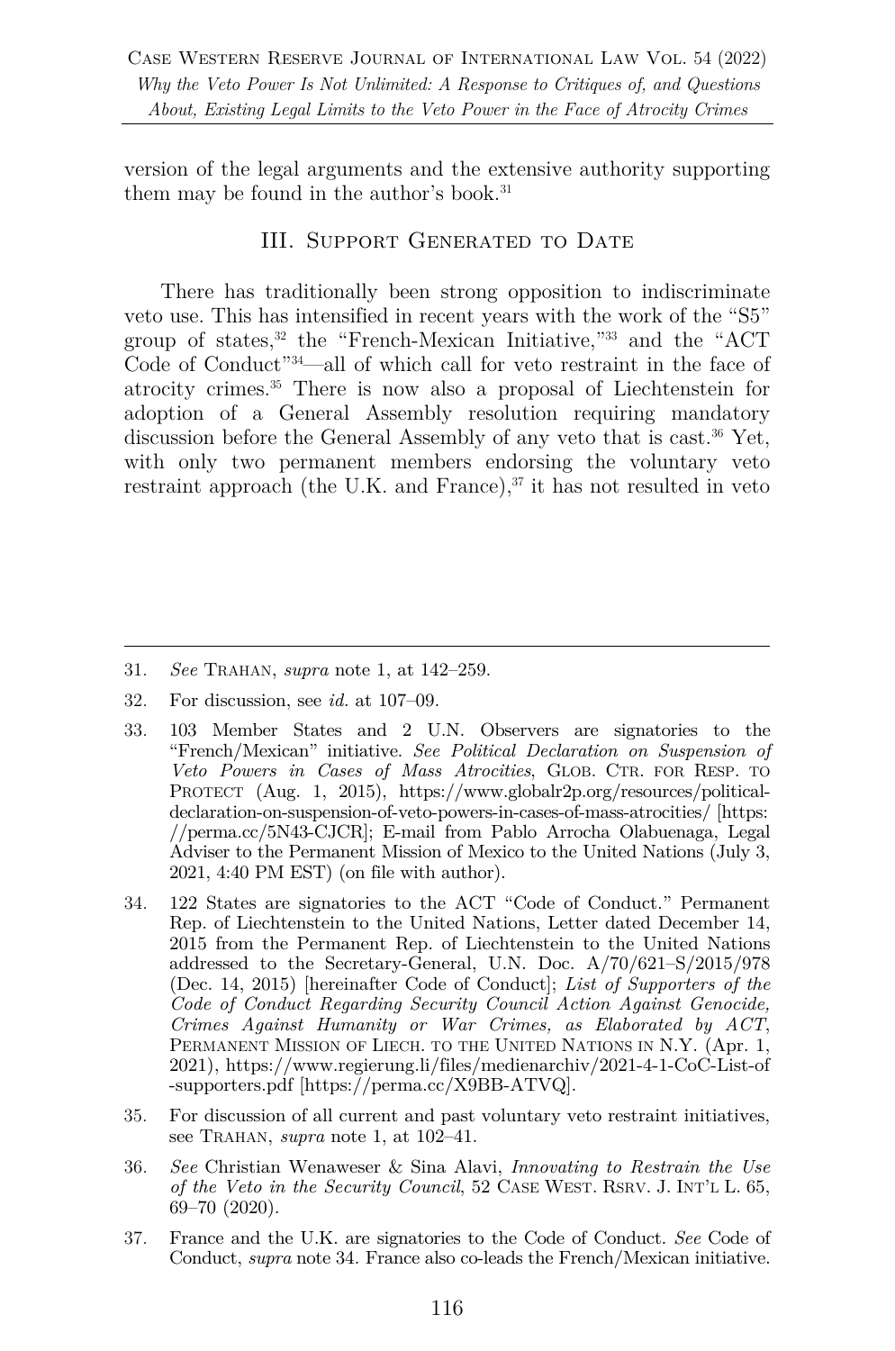version of the legal arguments and the extensive authority supporting them may be found in the author's book.[31]

## III. Support Generated to Date

There has traditionally been strong opposition to indiscriminate veto use. This has intensified in recent years with the work of the "S5" group of states,[32] the "French-Mexican Initiative,"[33] and the "ACT Code of Conduct"[34]—all of which call for veto restraint in the face of atrocity crimes.[35] There is now also a proposal of Liechtenstein for adoption of a General Assembly resolution requiring mandatory discussion before the General Assembly of any veto that is cast.[36] Yet, with only two permanent members endorsing the voluntary veto restraint approach (the U.K. and France),[37] it has not resulted in veto

---

31. *See* Trahan, *supra* note 1, at 142–259.

32. For discussion, see *id.* at 107–09.

33. 103 Member States and 2 U.N. Observers are signatories to the "French/Mexican" initiative. *See Political Declaration on Suspension of Veto Powers in Cases of Mass Atrocities*, Glob. Ctr. for Resp. to Protect (Aug. 1, 2015), https://www.globalr2p.org/resources/political-declaration-on-suspension-of-veto-powers-in-cases-of-mass-atrocities/ [https://perma.cc/5N43-CJCR]; E-mail from Pablo Arrocha Olabuenaga, Legal Adviser to the Permanent Mission of Mexico to the United Nations (July 3, 2021, 4:40 PM EST) (on file with author).

34. 122 States are signatories to the ACT "Code of Conduct." Permanent Rep. of Liechtenstein to the United Nations, Letter dated December 14, 2015 from the Permanent Rep. of Liechtenstein to the United Nations addressed to the Secretary-General, U.N. Doc. A/70/621–S/2015/978 (Dec. 14, 2015) [hereinafter Code of Conduct]; *List of Supporters of the Code of Conduct Regarding Security Council Action Against Genocide, Crimes Against Humanity or War Crimes, as Elaborated by ACT*, Permanent Mission of Liech. to the United Nations in N.Y. (Apr. 1, 2021), https://www.regierung.li/medienarchiv/2021-4-1-CoC-List-of-supporters.pdf [https://perma.cc/X9BB-ATVQ].

35. For discussion of all current and past voluntary veto restraint initiatives, see Trahan, *supra* note 1, at 102–41.

36. *See* Christian Wenaweser & Sina Alavi, *Innovating to Restrain the Use of the Veto in the Security Council*, 52 Case West. Rsrv. J. Int'l L. 65, 69–70 (2020).

37. France and the U.K. are signatories to the Code of Conduct. *See* Code of Conduct, *supra* note 34. France also co-leads the French/Mexican initiative.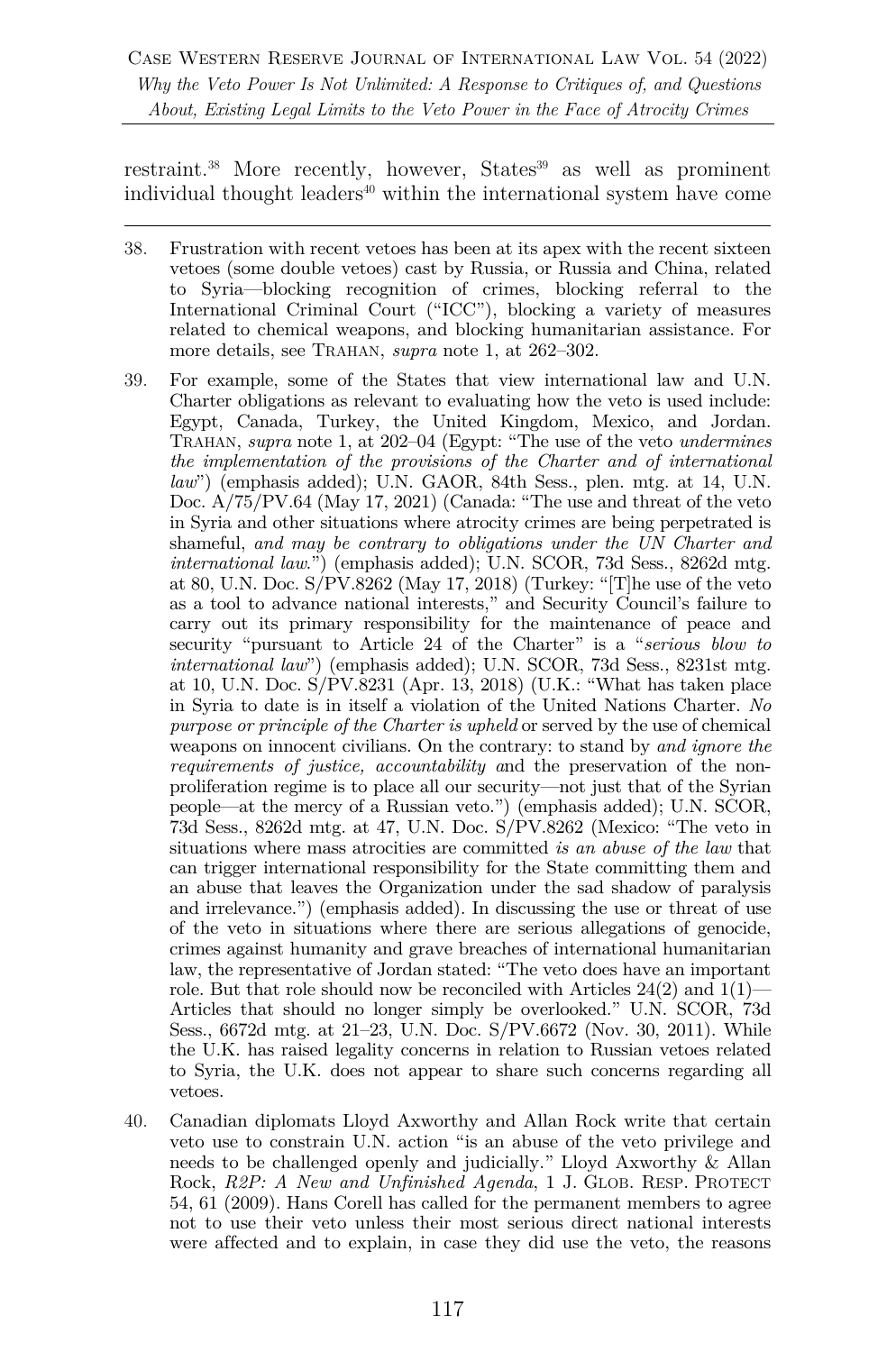restraint.[38] More recently, however, States[39] as well as prominent individual thought leaders[40] within the international system have come

---

38. Frustration with recent vetoes has been at its apex with the recent sixteen vetoes (some double vetoes) cast by Russia, or Russia and China, related to Syria—blocking recognition of crimes, blocking referral to the International Criminal Court ("ICC"), blocking a variety of measures related to chemical weapons, and blocking humanitarian assistance. For more details, see TRAHAN, *supra* note 1, at 262–302.

39. For example, some of the States that view international law and U.N. Charter obligations as relevant to evaluating how the veto is used include: Egypt, Canada, Turkey, the United Kingdom, Mexico, and Jordan. TRAHAN, *supra* note 1, at 202–04 (Egypt: "The use of the veto *undermines the implementation of the provisions of the Charter and of international law*") (emphasis added); U.N. GAOR, 84th Sess., plen. mtg. at 14, U.N. Doc. A/75/PV.64 (May 17, 2021) (Canada: "The use and threat of the veto in Syria and other situations where atrocity crimes are being perpetrated is shameful, *and may be contrary to obligations under the UN Charter and international law*.") (emphasis added); U.N. SCOR, 73d Sess., 8262d mtg. at 80, U.N. Doc. S/PV.8262 (May 17, 2018) (Turkey: "[T]he use of the veto as a tool to advance national interests," and Security Council's failure to carry out its primary responsibility for the maintenance of peace and security "pursuant to Article 24 of the Charter" is a "*serious blow to international law*") (emphasis added); U.N. SCOR, 73d Sess., 8231st mtg. at 10, U.N. Doc. S/PV.8231 (Apr. 13, 2018) (U.K.: "What has taken place in Syria to date is in itself a violation of the United Nations Charter. *No purpose or principle of the Charter is upheld* or served by the use of chemical weapons on innocent civilians. On the contrary: to stand by *and ignore the requirements of justice, accountability a*nd the preservation of the non-proliferation regime is to place all our security—not just that of the Syrian people—at the mercy of a Russian veto.") (emphasis added); U.N. SCOR, 73d Sess., 8262d mtg. at 47, U.N. Doc. S/PV.8262 (Mexico: "The veto in situations where mass atrocities are committed *is an abuse of the law* that can trigger international responsibility for the State committing them and an abuse that leaves the Organization under the sad shadow of paralysis and irrelevance.") (emphasis added). In discussing the use or threat of use of the veto in situations where there are serious allegations of genocide, crimes against humanity and grave breaches of international humanitarian law, the representative of Jordan stated: "The veto does have an important role. But that role should now be reconciled with Articles 24(2) and 1(1)—Articles that should no longer simply be overlooked." U.N. SCOR, 73d Sess., 6672d mtg. at 21–23, U.N. Doc. S/PV.6672 (Nov. 30, 2011). While the U.K. has raised legality concerns in relation to Russian vetoes related to Syria, the U.K. does not appear to share such concerns regarding all vetoes.

40. Canadian diplomats Lloyd Axworthy and Allan Rock write that certain veto use to constrain U.N. action "is an abuse of the veto privilege and needs to be challenged openly and judicially." Lloyd Axworthy & Allan Rock, *R2P: A New and Unfinished Agenda*, 1 J. GLOB. RESP. PROTECT 54, 61 (2009). Hans Corell has called for the permanent members to agree not to use their veto unless their most serious direct national interests were affected and to explain, in case they did use the veto, the reasons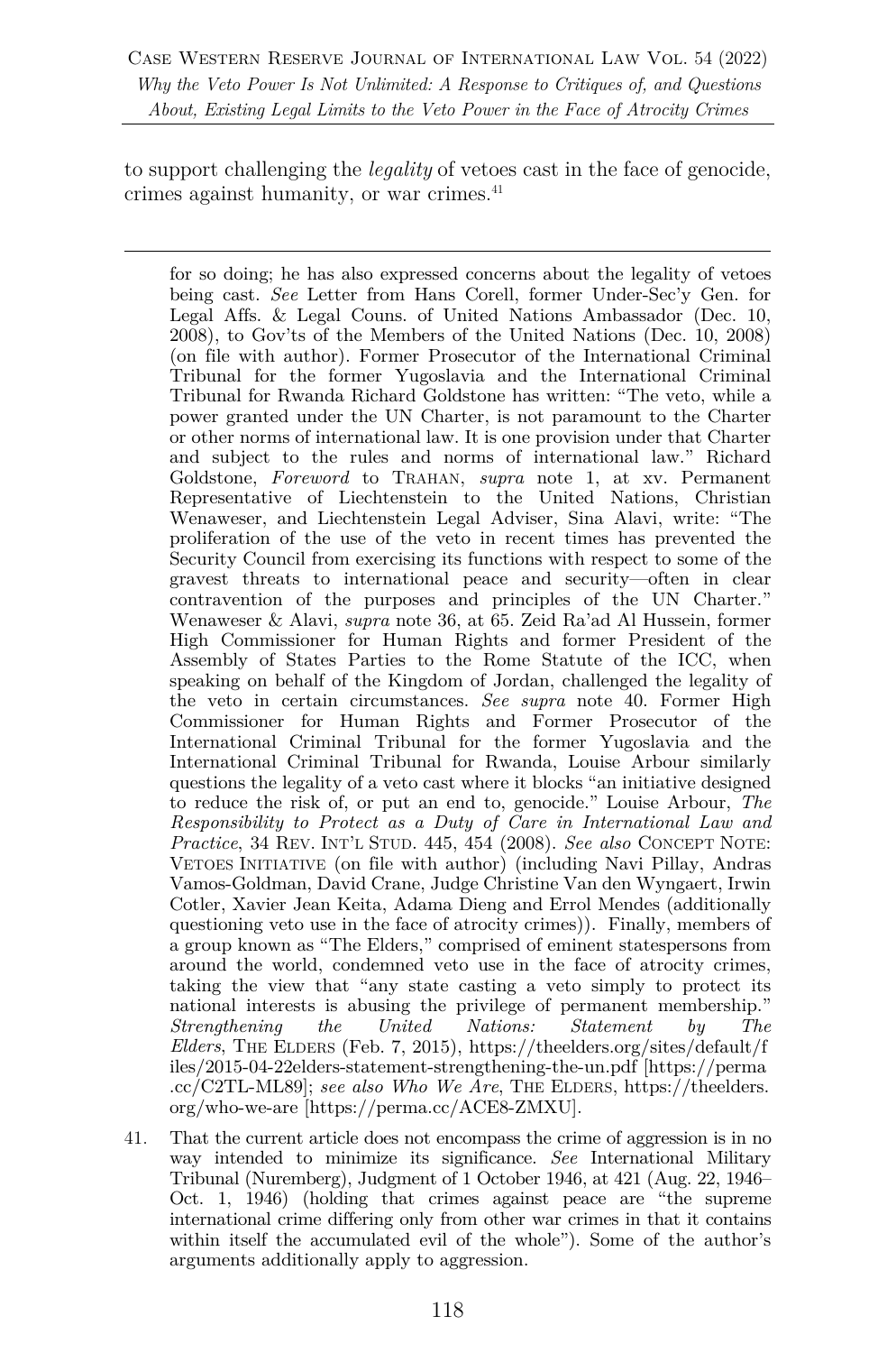to support challenging the *legality* of vetoes cast in the face of genocide, crimes against humanity, or war crimes.[41]

---

for so doing; he has also expressed concerns about the legality of vetoes being cast. *See* Letter from Hans Corell, former Under-Sec'y Gen. for Legal Affs. & Legal Couns. of United Nations Ambassador (Dec. 10, 2008), to Gov'ts of the Members of the United Nations (Dec. 10, 2008) (on file with author). Former Prosecutor of the International Criminal Tribunal for the former Yugoslavia and the International Criminal Tribunal for Rwanda Richard Goldstone has written: "The veto, while a power granted under the UN Charter, is not paramount to the Charter or other norms of international law. It is one provision under that Charter and subject to the rules and norms of international law." Richard Goldstone, *Foreword* to TRAHAN, *supra* note 1, at xv. Permanent Representative of Liechtenstein to the United Nations, Christian Wenaweser, and Liechtenstein Legal Adviser, Sina Alavi, write: "The proliferation of the use of the veto in recent times has prevented the Security Council from exercising its functions with respect to some of the gravest threats to international peace and security—often in clear contravention of the purposes and principles of the UN Charter." Wenaweser & Alavi, *supra* note 36, at 65. Zeid Ra'ad Al Hussein, former High Commissioner for Human Rights and former President of the Assembly of States Parties to the Rome Statute of the ICC, when speaking on behalf of the Kingdom of Jordan, challenged the legality of the veto in certain circumstances. *See supra* note 40. Former High Commissioner for Human Rights and Former Prosecutor of the International Criminal Tribunal for the former Yugoslavia and the International Criminal Tribunal for Rwanda, Louise Arbour similarly questions the legality of a veto cast where it blocks "an initiative designed to reduce the risk of, or put an end to, genocide." Louise Arbour, *The Responsibility to Protect as a Duty of Care in International Law and Practice*, 34 REV. INT'L STUD. 445, 454 (2008). *See also* CONCEPT NOTE: VETOES INITIATIVE (on file with author) (including Navi Pillay, Andras Vamos-Goldman, David Crane, Judge Christine Van den Wyngaert, Irwin Cotler, Xavier Jean Keita, Adama Dieng and Errol Mendes (additionally questioning veto use in the face of atrocity crimes)). Finally, members of a group known as "The Elders," comprised of eminent statespersons from around the world, condemned veto use in the face of atrocity crimes, taking the view that "any state casting a veto simply to protect its national interests is abusing the privilege of permanent membership." *Strengthening the United Nations: Statement by The Elders*, THE ELDERS (Feb. 7, 2015), https://theelders.org/sites/default/files/2015-04-22elders-statement-strengthening-the-un.pdf [https://perma.cc/C2TL-ML89]; *see also Who We Are*, THE ELDERS, https://theelders.org/who-we-are [https://perma.cc/ACE8-ZMXU].

41. That the current article does not encompass the crime of aggression is in no way intended to minimize its significance. *See* International Military Tribunal (Nuremberg), Judgment of 1 October 1946, at 421 (Aug. 22, 1946–Oct. 1, 1946) (holding that crimes against peace are "the supreme international crime differing only from other war crimes in that it contains within itself the accumulated evil of the whole"). Some of the author's arguments additionally apply to aggression.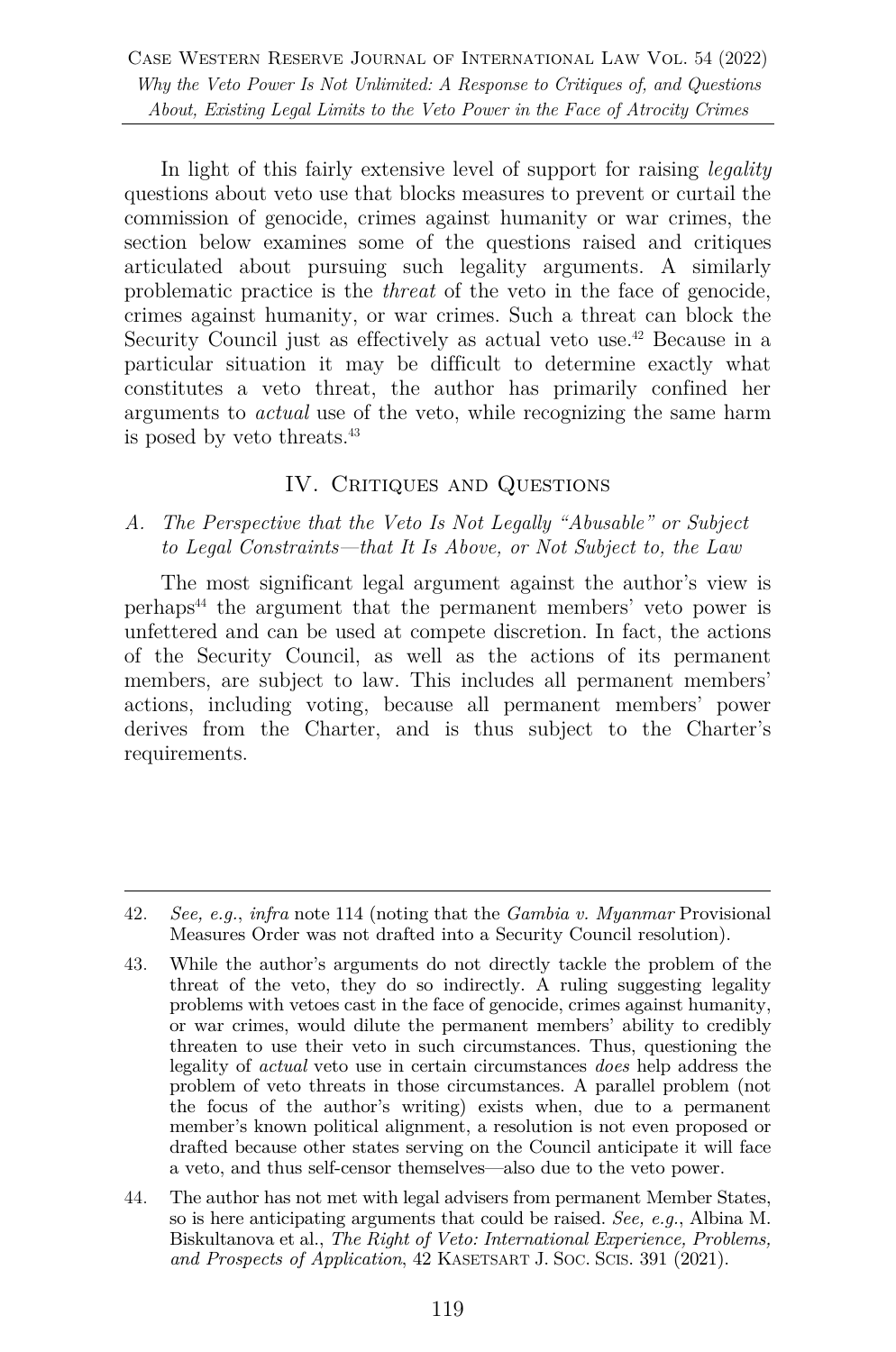In light of this fairly extensive level of support for raising *legality* questions about veto use that blocks measures to prevent or curtail the commission of genocide, crimes against humanity or war crimes, the section below examines some of the questions raised and critiques articulated about pursuing such legality arguments. A similarly problematic practice is the *threat* of the veto in the face of genocide, crimes against humanity, or war crimes. Such a threat can block the Security Council just as effectively as actual veto use.[42] Because in a particular situation it may be difficult to determine exactly what constitutes a veto threat, the author has primarily confined her arguments to *actual* use of the veto, while recognizing the same harm is posed by veto threats.[43]

## IV. Critiques and Questions

### *A. The Perspective that the Veto Is Not Legally "Abusable" or Subject to Legal Constraints—that It Is Above, or Not Subject to, the Law*

The most significant legal argument against the author's view is perhaps[44] the argument that the permanent members' veto power is unfettered and can be used at compete discretion. In fact, the actions of the Security Council, as well as the actions of its permanent members, are subject to law. This includes all permanent members' actions, including voting, because all permanent members' power derives from the Charter, and is thus subject to the Charter's requirements.

---

42. *See, e.g.*, *infra* note 114 (noting that the *Gambia v. Myanmar* Provisional Measures Order was not drafted into a Security Council resolution).

43. While the author's arguments do not directly tackle the problem of the threat of the veto, they do so indirectly. A ruling suggesting legality problems with vetoes cast in the face of genocide, crimes against humanity, or war crimes, would dilute the permanent members' ability to credibly threaten to use their veto in such circumstances. Thus, questioning the legality of *actual* veto use in certain circumstances *does* help address the problem of veto threats in those circumstances. A parallel problem (not the focus of the author's writing) exists when, due to a permanent member's known political alignment, a resolution is not even proposed or drafted because other states serving on the Council anticipate it will face a veto, and thus self-censor themselves—also due to the veto power.

44. The author has not met with legal advisers from permanent Member States, so is here anticipating arguments that could be raised. *See, e.g.*, Albina M. Biskultanova et al., *The Right of Veto: International Experience, Problems, and Prospects of Application*, 42 Kasetsart J. Soc. Scis. 391 (2021).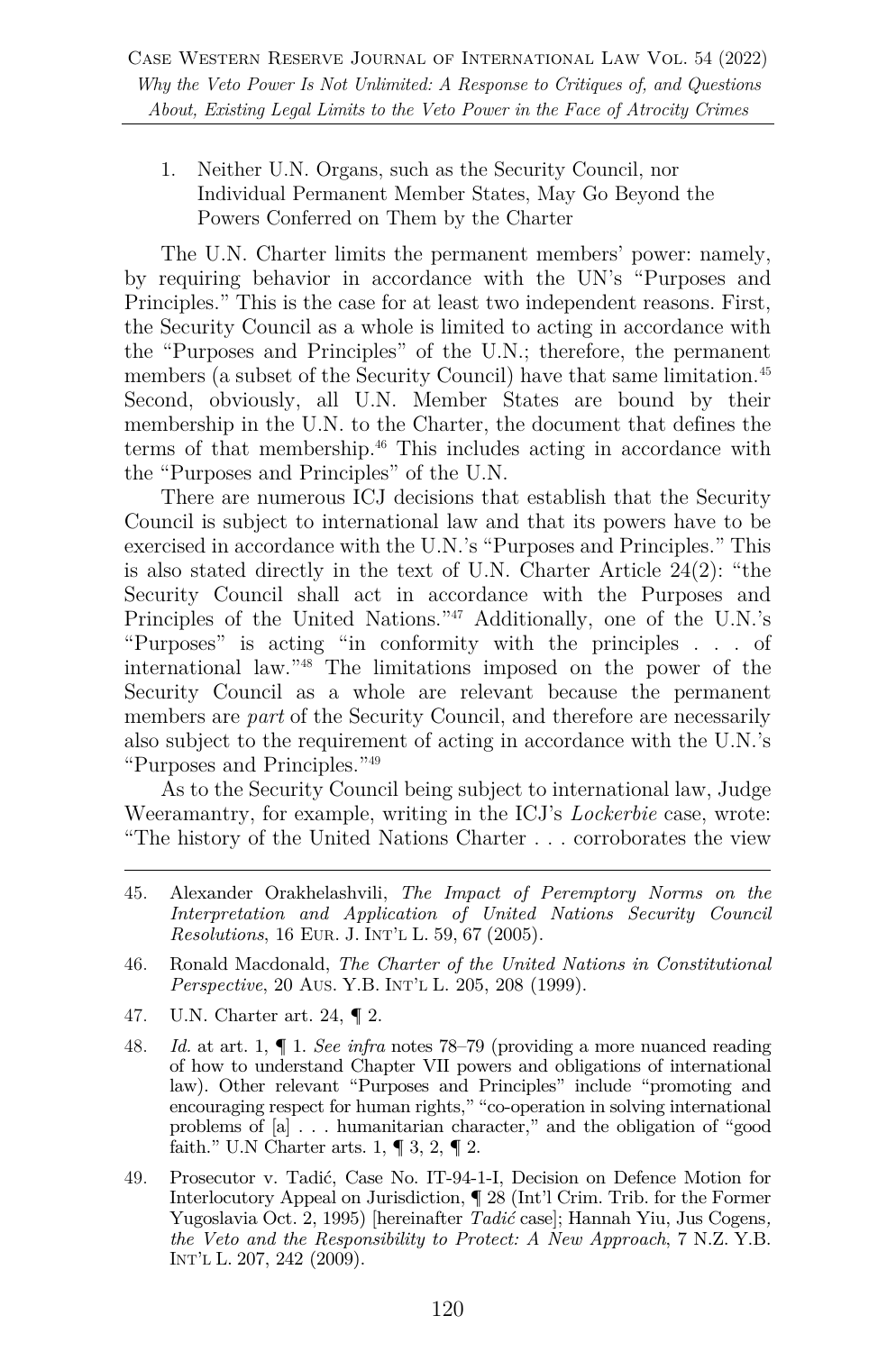1. Neither U.N. Organs, such as the Security Council, nor Individual Permanent Member States, May Go Beyond the Powers Conferred on Them by the Charter

The U.N. Charter limits the permanent members' power: namely, by requiring behavior in accordance with the UN's "Purposes and Principles." This is the case for at least two independent reasons. First, the Security Council as a whole is limited to acting in accordance with the "Purposes and Principles" of the U.N.; therefore, the permanent members (a subset of the Security Council) have that same limitation.[45] Second, obviously, all U.N. Member States are bound by their membership in the U.N. to the Charter, the document that defines the terms of that membership.[46] This includes acting in accordance with the "Purposes and Principles" of the U.N.

There are numerous ICJ decisions that establish that the Security Council is subject to international law and that its powers have to be exercised in accordance with the U.N.'s "Purposes and Principles." This is also stated directly in the text of U.N. Charter Article 24(2): "the Security Council shall act in accordance with the Purposes and Principles of the United Nations."[47] Additionally, one of the U.N.'s "Purposes" is acting "in conformity with the principles . . . of international law."[48] The limitations imposed on the power of the Security Council as a whole are relevant because the permanent members are *part* of the Security Council, and therefore are necessarily also subject to the requirement of acting in accordance with the U.N.'s "Purposes and Principles."[49]

As to the Security Council being subject to international law, Judge Weeramantry, for example, writing in the ICJ's *Lockerbie* case, wrote: "The history of the United Nations Charter . . . corroborates the view

---

45. Alexander Orakhelashvili, *The Impact of Peremptory Norms on the Interpretation and Application of United Nations Security Council Resolutions*, 16 EUR. J. INT'L L. 59, 67 (2005).

46. Ronald Macdonald, *The Charter of the United Nations in Constitutional Perspective*, 20 AUS. Y.B. INT'L L. 205, 208 (1999).

47. U.N. Charter art. 24, ¶ 2.

48. *Id.* at art. 1, ¶ 1. *See infra* notes 78–79 (providing a more nuanced reading of how to understand Chapter VII powers and obligations of international law). Other relevant "Purposes and Principles" include "promoting and encouraging respect for human rights," "co-operation in solving international problems of [a] . . . humanitarian character," and the obligation of "good faith." U.N Charter arts. 1, ¶ 3, 2, ¶ 2.

49. Prosecutor v. Tadić, Case No. IT-94-1-I, Decision on Defence Motion for Interlocutory Appeal on Jurisdiction, ¶ 28 (Int'l Crim. Trib. for the Former Yugoslavia Oct. 2, 1995) [hereinafter *Tadić* case]; Hannah Yiu, Jus Cogens*, the Veto and the Responsibility to Protect: A New Approach*, 7 N.Z. Y.B. INT'L L. 207, 242 (2009).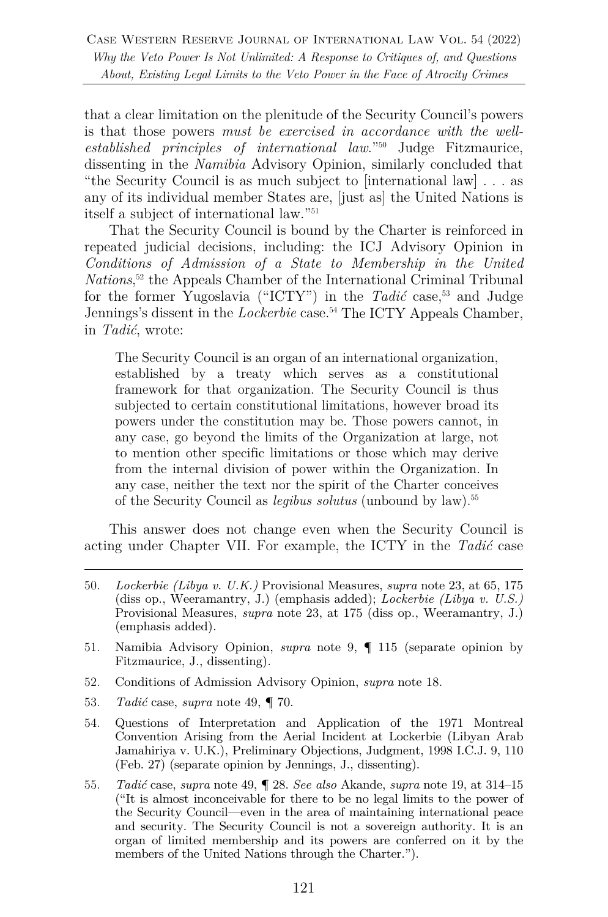that a clear limitation on the plenitude of the Security Council's powers is that those powers *must be exercised in accordance with the well-established principles of international law*."[50] Judge Fitzmaurice, dissenting in the *Namibia* Advisory Opinion, similarly concluded that "the Security Council is as much subject to [international law] . . . as any of its individual member States are, [just as] the United Nations is itself a subject of international law."[51]

That the Security Council is bound by the Charter is reinforced in repeated judicial decisions, including: the ICJ Advisory Opinion in *Conditions of Admission of a State to Membership in the United Nations*,[52] the Appeals Chamber of the International Criminal Tribunal for the former Yugoslavia ("ICTY") in the *Tadić* case,[53] and Judge Jennings's dissent in the *Lockerbie* case.[54] The ICTY Appeals Chamber, in *Tadić*, wrote:

> The Security Council is an organ of an international organization, established by a treaty which serves as a constitutional framework for that organization. The Security Council is thus subjected to certain constitutional limitations, however broad its powers under the constitution may be. Those powers cannot, in any case, go beyond the limits of the Organization at large, not to mention other specific limitations or those which may derive from the internal division of power within the Organization. In any case, neither the text nor the spirit of the Charter conceives of the Security Council as *legibus solutus* (unbound by law).[55]

This answer does not change even when the Security Council is acting under Chapter VII. For example, the ICTY in the *Tadić* case

---

50. *Lockerbie (Libya v. U.K.)* Provisional Measures, *supra* note 23, at 65, 175 (diss op., Weeramantry, J.) (emphasis added); *Lockerbie (Libya v. U.S.)* Provisional Measures, *supra* note 23, at 175 (diss op., Weeramantry, J.) (emphasis added).

51. Namibia Advisory Opinion, *supra* note 9, ¶ 115 (separate opinion by Fitzmaurice, J., dissenting).

52. Conditions of Admission Advisory Opinion, *supra* note 18.

53. *Tadić* case, *supra* note 49, ¶ 70.

54. Questions of Interpretation and Application of the 1971 Montreal Convention Arising from the Aerial Incident at Lockerbie (Libyan Arab Jamahiriya v. U.K.), Preliminary Objections, Judgment, 1998 I.C.J. 9, 110 (Feb. 27) (separate opinion by Jennings, J., dissenting).

55. *Tadić* case, *supra* note 49, ¶ 28. *See also* Akande, *supra* note 19, at 314–15 ("It is almost inconceivable for there to be no legal limits to the power of the Security Council—even in the area of maintaining international peace and security. The Security Council is not a sovereign authority. It is an organ of limited membership and its powers are conferred on it by the members of the United Nations through the Charter.").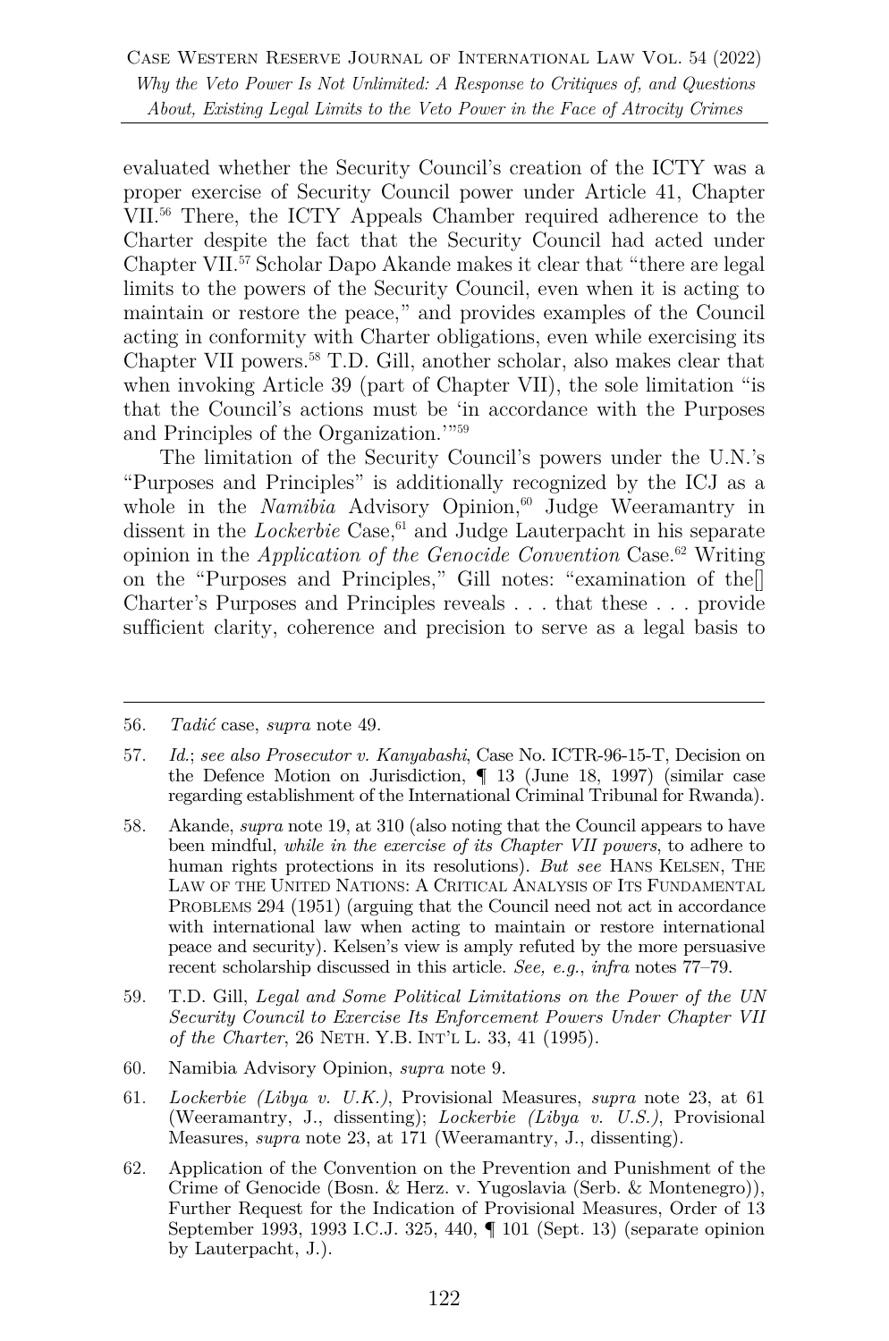evaluated whether the Security Council's creation of the ICTY was a proper exercise of Security Council power under Article 41, Chapter VII.[56] There, the ICTY Appeals Chamber required adherence to the Charter despite the fact that the Security Council had acted under Chapter VII.[57] Scholar Dapo Akande makes it clear that "there are legal limits to the powers of the Security Council, even when it is acting to maintain or restore the peace," and provides examples of the Council acting in conformity with Charter obligations, even while exercising its Chapter VII powers.[58] T.D. Gill, another scholar, also makes clear that when invoking Article 39 (part of Chapter VII), the sole limitation "is that the Council's actions must be 'in accordance with the Purposes and Principles of the Organization.'"[59]

The limitation of the Security Council's powers under the U.N.'s "Purposes and Principles" is additionally recognized by the ICJ as a whole in the *Namibia* Advisory Opinion,[60] Judge Weeramantry in dissent in the *Lockerbie* Case,[61] and Judge Lauterpacht in his separate opinion in the *Application of the Genocide Convention* Case.[62] Writing on the "Purposes and Principles," Gill notes: "examination of the[] Charter's Purposes and Principles reveals . . . that these . . . provide sufficient clarity, coherence and precision to serve as a legal basis to

---

56. *Tadić* case, *supra* note 49.

57. *Id.*; *see also Prosecutor v. Kanyabashi*, Case No. ICTR-96-15-T, Decision on the Defence Motion on Jurisdiction, ¶ 13 (June 18, 1997) (similar case regarding establishment of the International Criminal Tribunal for Rwanda).

58. Akande, *supra* note 19, at 310 (also noting that the Council appears to have been mindful, *while in the exercise of its Chapter VII powers*, to adhere to human rights protections in its resolutions). *But see* HANS KELSEN, THE LAW OF THE UNITED NATIONS: A CRITICAL ANALYSIS OF ITS FUNDAMENTAL PROBLEMS 294 (1951) (arguing that the Council need not act in accordance with international law when acting to maintain or restore international peace and security). Kelsen's view is amply refuted by the more persuasive recent scholarship discussed in this article. *See, e.g.*, *infra* notes 77–79.

59. T.D. Gill, *Legal and Some Political Limitations on the Power of the UN Security Council to Exercise Its Enforcement Powers Under Chapter VII of the Charter*, 26 NETH. Y.B. INT'L L. 33, 41 (1995).

60. Namibia Advisory Opinion, *supra* note 9.

61. *Lockerbie (Libya v. U.K.)*, Provisional Measures, *supra* note 23, at 61 (Weeramantry, J., dissenting); *Lockerbie (Libya v. U.S.)*, Provisional Measures, *supra* note 23, at 171 (Weeramantry, J., dissenting).

62. Application of the Convention on the Prevention and Punishment of the Crime of Genocide (Bosn. & Herz. v. Yugoslavia (Serb. & Montenegro)), Further Request for the Indication of Provisional Measures, Order of 13 September 1993, 1993 I.C.J. 325, 440, ¶ 101 (Sept. 13) (separate opinion by Lauterpacht, J.).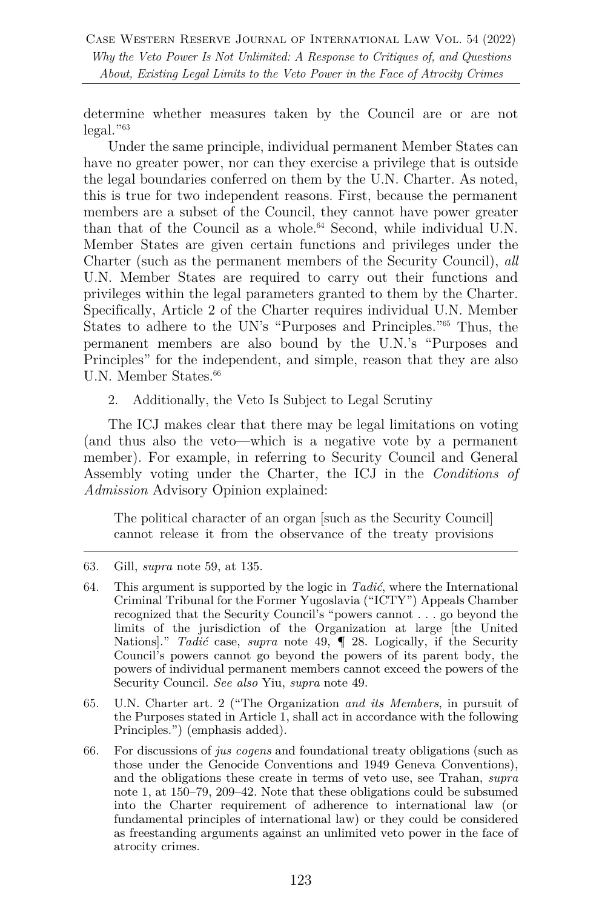determine whether measures taken by the Council are or are not legal."[63]

Under the same principle, individual permanent Member States can have no greater power, nor can they exercise a privilege that is outside the legal boundaries conferred on them by the U.N. Charter. As noted, this is true for two independent reasons. First, because the permanent members are a subset of the Council, they cannot have power greater than that of the Council as a whole.[64] Second, while individual U.N. Member States are given certain functions and privileges under the Charter (such as the permanent members of the Security Council), *all* U.N. Member States are required to carry out their functions and privileges within the legal parameters granted to them by the Charter. Specifically, Article 2 of the Charter requires individual U.N. Member States to adhere to the UN's "Purposes and Principles."[65] Thus, the permanent members are also bound by the U.N.'s "Purposes and Principles" for the independent, and simple, reason that they are also U.N. Member States.[66]

2. Additionally, the Veto Is Subject to Legal Scrutiny

The ICJ makes clear that there may be legal limitations on voting (and thus also the veto—which is a negative vote by a permanent member). For example, in referring to Security Council and General Assembly voting under the Charter, the ICJ in the *Conditions of Admission* Advisory Opinion explained:

> The political character of an organ [such as the Security Council] cannot release it from the observance of the treaty provisions

---

63. Gill, *supra* note 59, at 135.

64. This argument is supported by the logic in *Tadić*, where the International Criminal Tribunal for the Former Yugoslavia ("ICTY") Appeals Chamber recognized that the Security Council's "powers cannot . . . go beyond the limits of the jurisdiction of the Organization at large [the United Nations]." *Tadić* case, *supra* note 49, ¶ 28. Logically, if the Security Council's powers cannot go beyond the powers of its parent body, the powers of individual permanent members cannot exceed the powers of the Security Council. *See also* Yiu, *supra* note 49.

65. U.N. Charter art. 2 ("The Organization *and its Members*, in pursuit of the Purposes stated in Article 1, shall act in accordance with the following Principles.") (emphasis added).

66. For discussions of *jus cogens* and foundational treaty obligations (such as those under the Genocide Conventions and 1949 Geneva Conventions), and the obligations these create in terms of veto use, see Trahan, *supra* note 1, at 150–79, 209–42. Note that these obligations could be subsumed into the Charter requirement of adherence to international law (or fundamental principles of international law) or they could be considered as freestanding arguments against an unlimited veto power in the face of atrocity crimes.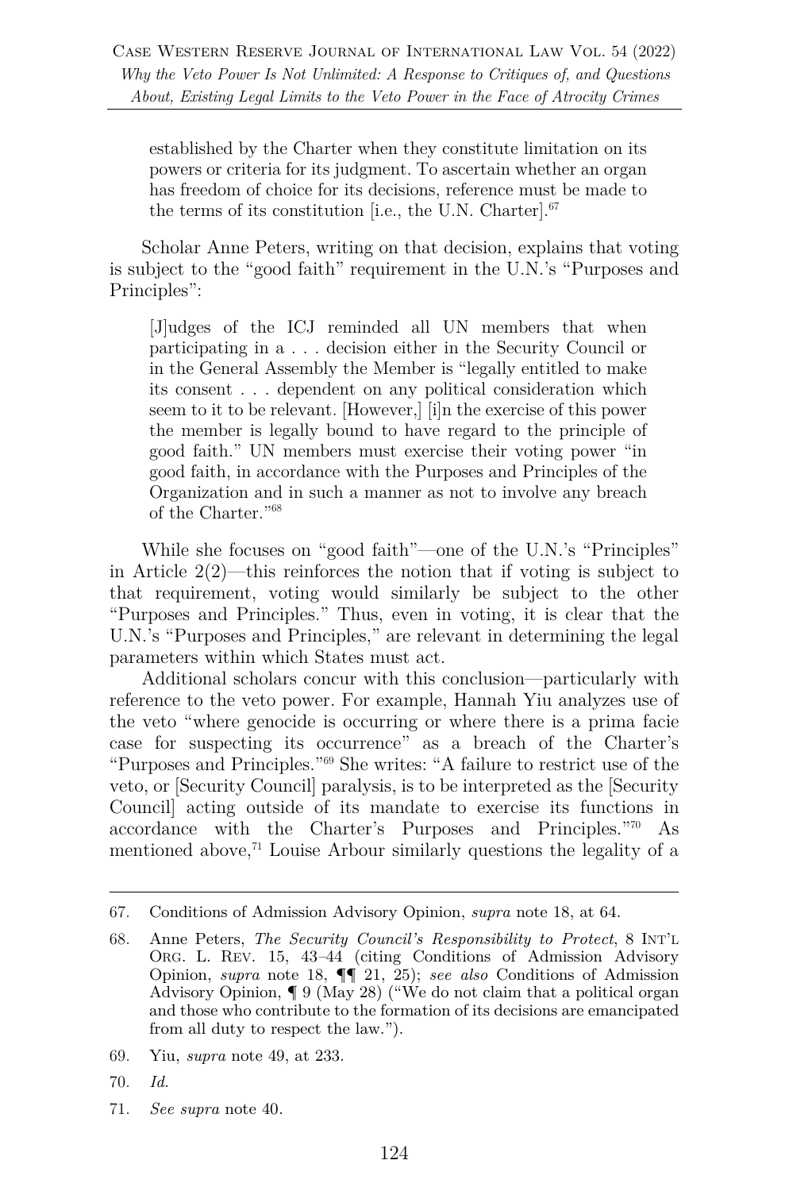> established by the Charter when they constitute limitation on its powers or criteria for its judgment. To ascertain whether an organ has freedom of choice for its decisions, reference must be made to the terms of its constitution [i.e., the U.N. Charter].[67]

Scholar Anne Peters, writing on that decision, explains that voting is subject to the "good faith" requirement in the U.N.'s "Purposes and Principles":

> [J]udges of the ICJ reminded all UN members that when participating in a . . . decision either in the Security Council or in the General Assembly the Member is "legally entitled to make its consent . . . dependent on any political consideration which seem to it to be relevant. [However,] [i]n the exercise of this power the member is legally bound to have regard to the principle of good faith." UN members must exercise their voting power "in good faith, in accordance with the Purposes and Principles of the Organization and in such a manner as not to involve any breach of the Charter."[68]

While she focuses on "good faith"—one of the U.N.'s "Principles" in Article 2(2)—this reinforces the notion that if voting is subject to that requirement, voting would similarly be subject to the other "Purposes and Principles." Thus, even in voting, it is clear that the U.N.'s "Purposes and Principles," are relevant in determining the legal parameters within which States must act.

Additional scholars concur with this conclusion—particularly with reference to the veto power. For example, Hannah Yiu analyzes use of the veto "where genocide is occurring or where there is a prima facie case for suspecting its occurrence" as a breach of the Charter's "Purposes and Principles."[69] She writes: "A failure to restrict use of the veto, or [Security Council] paralysis, is to be interpreted as the [Security Council] acting outside of its mandate to exercise its functions in accordance with the Charter's Purposes and Principles."[70] As mentioned above,[71] Louise Arbour similarly questions the legality of a

---

67. Conditions of Admission Advisory Opinion, *supra* note 18, at 64.

68. Anne Peters, *The Security Council's Responsibility to Protect*, 8 INT'L ORG. L. REV. 15, 43–44 (citing Conditions of Admission Advisory Opinion, *supra* note 18, ¶¶ 21, 25); *see also* Conditions of Admission Advisory Opinion, ¶ 9 (May 28) ("We do not claim that a political organ and those who contribute to the formation of its decisions are emancipated from all duty to respect the law.").

69. Yiu, *supra* note 49, at 233.

70. *Id.*

71. *See supra* note 40.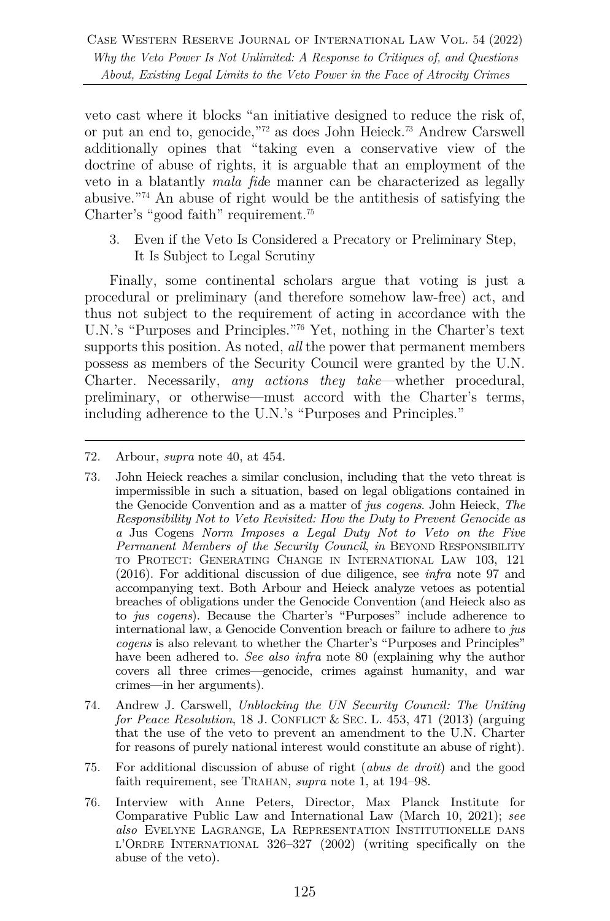veto cast where it blocks "an initiative designed to reduce the risk of, or put an end to, genocide,"[72] as does John Heieck.[73] Andrew Carswell additionally opines that "taking even a conservative view of the doctrine of abuse of rights, it is arguable that an employment of the veto in a blatantly *mala fide* manner can be characterized as legally abusive."[74] An abuse of right would be the antithesis of satisfying the Charter's "good faith" requirement.[75]

### 3. Even if the Veto Is Considered a Precatory or Preliminary Step, It Is Subject to Legal Scrutiny

Finally, some continental scholars argue that voting is just a procedural or preliminary (and therefore somehow law-free) act, and thus not subject to the requirement of acting in accordance with the U.N.'s "Purposes and Principles."[76] Yet, nothing in the Charter's text supports this position. As noted, *all* the power that permanent members possess as members of the Security Council were granted by the U.N. Charter. Necessarily, *any actions they take*—whether procedural, preliminary, or otherwise—must accord with the Charter's terms, including adherence to the U.N.'s "Purposes and Principles."

---

72. Arbour, *supra* note 40, at 454.

73. John Heieck reaches a similar conclusion, including that the veto threat is impermissible in such a situation, based on legal obligations contained in the Genocide Convention and as a matter of *jus cogens*. John Heieck, *The Responsibility Not to Veto Revisited: How the Duty to Prevent Genocide as a* Jus Cogens *Norm Imposes a Legal Duty Not to Veto on the Five Permanent Members of the Security Council*, *in* BEYOND RESPONSIBILITY TO PROTECT: GENERATING CHANGE IN INTERNATIONAL LAW 103, 121 (2016). For additional discussion of due diligence, see *infra* note 97 and accompanying text. Both Arbour and Heieck analyze vetoes as potential breaches of obligations under the Genocide Convention (and Heieck also as to *jus cogens*). Because the Charter's "Purposes" include adherence to international law, a Genocide Convention breach or failure to adhere to *jus cogens* is also relevant to whether the Charter's "Purposes and Principles" have been adhered to. *See also infra* note 80 (explaining why the author covers all three crimes—genocide, crimes against humanity, and war crimes—in her arguments).

74. Andrew J. Carswell, *Unblocking the UN Security Council: The Uniting for Peace Resolution*, 18 J. CONFLICT & SEC. L. 453, 471 (2013) (arguing that the use of the veto to prevent an amendment to the U.N. Charter for reasons of purely national interest would constitute an abuse of right).

75. For additional discussion of abuse of right (*abus de droit*) and the good faith requirement, see TRAHAN, *supra* note 1, at 194–98.

76. Interview with Anne Peters, Director, Max Planck Institute for Comparative Public Law and International Law (March 10, 2021); *see also* EVELYNE LAGRANGE, LA REPRESENTATION INSTITUTIONELLE DANS L'ORDRE INTERNATIONAL 326–327 (2002) (writing specifically on the abuse of the veto).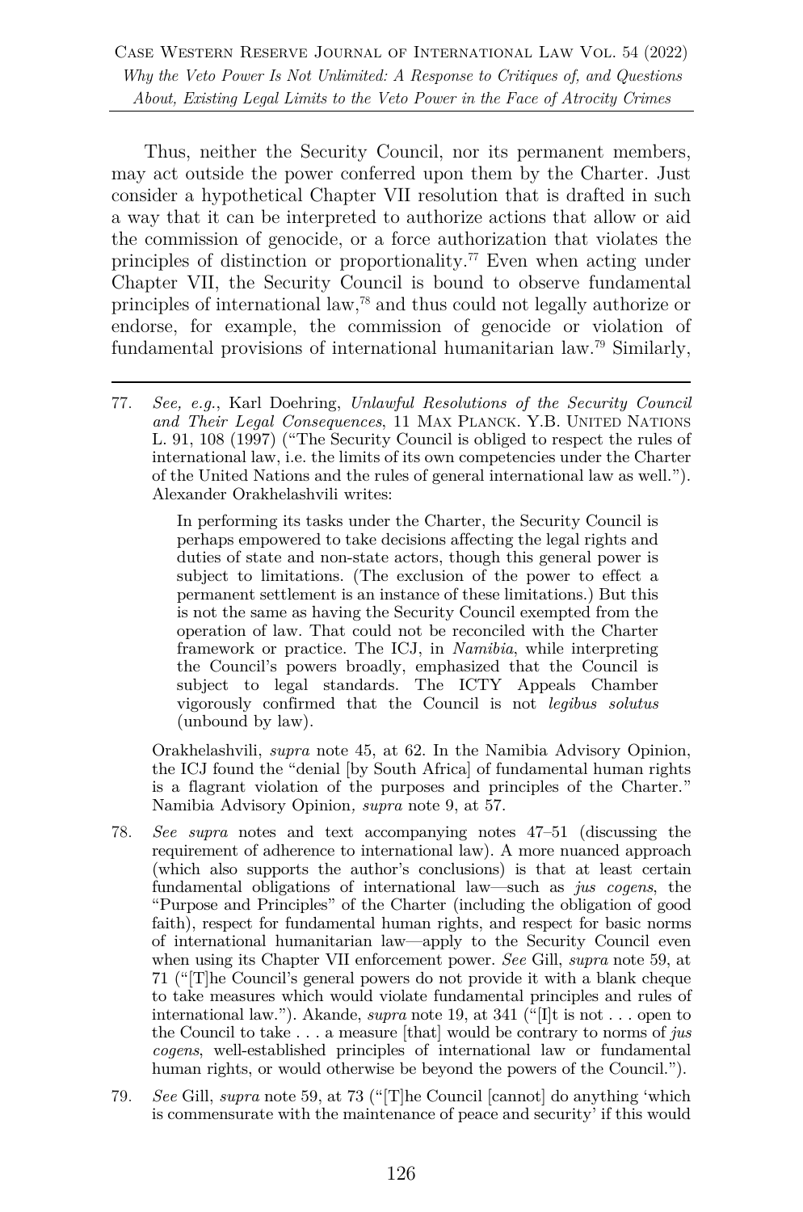Thus, neither the Security Council, nor its permanent members, may act outside the power conferred upon them by the Charter. Just consider a hypothetical Chapter VII resolution that is drafted in such a way that it can be interpreted to authorize actions that allow or aid the commission of genocide, or a force authorization that violates the principles of distinction or proportionality.[77] Even when acting under Chapter VII, the Security Council is bound to observe fundamental principles of international law,[78] and thus could not legally authorize or endorse, for example, the commission of genocide or violation of fundamental provisions of international humanitarian law.[79] Similarly,

---

77. *See, e.g.*, Karl Doehring, *Unlawful Resolutions of the Security Council and Their Legal Consequences*, 11 MAX PLANCK. Y.B. UNITED NATIONS L. 91, 108 (1997) ("The Security Council is obliged to respect the rules of international law, i.e. the limits of its own competencies under the Charter of the United Nations and the rules of general international law as well."). Alexander Orakhelashvili writes:

> In performing its tasks under the Charter, the Security Council is perhaps empowered to take decisions affecting the legal rights and duties of state and non-state actors, though this general power is subject to limitations. (The exclusion of the power to effect a permanent settlement is an instance of these limitations.) But this is not the same as having the Security Council exempted from the operation of law. That could not be reconciled with the Charter framework or practice. The ICJ, in *Namibia*, while interpreting the Council's powers broadly, emphasized that the Council is subject to legal standards. The ICTY Appeals Chamber vigorously confirmed that the Council is not *legibus solutus* (unbound by law).

Orakhelashvili, *supra* note 45, at 62. In the Namibia Advisory Opinion, the ICJ found the "denial [by South Africa] of fundamental human rights is a flagrant violation of the purposes and principles of the Charter." Namibia Advisory Opinion*, supra* note 9, at 57.

78. *See supra* notes and text accompanying notes 47–51 (discussing the requirement of adherence to international law). A more nuanced approach (which also supports the author's conclusions) is that at least certain fundamental obligations of international law—such as *jus cogens*, the "Purpose and Principles" of the Charter (including the obligation of good faith), respect for fundamental human rights, and respect for basic norms of international humanitarian law—apply to the Security Council even when using its Chapter VII enforcement power. *See* Gill, *supra* note 59, at 71 ("[T]he Council's general powers do not provide it with a blank cheque to take measures which would violate fundamental principles and rules of international law."). Akande, *supra* note 19, at 341 ("[I]t is not . . . open to the Council to take . . . a measure [that] would be contrary to norms of *jus cogens*, well-established principles of international law or fundamental human rights, or would otherwise be beyond the powers of the Council.").

79. *See* Gill, *supra* note 59, at 73 ("[T]he Council [cannot] do anything 'which is commensurate with the maintenance of peace and security' if this would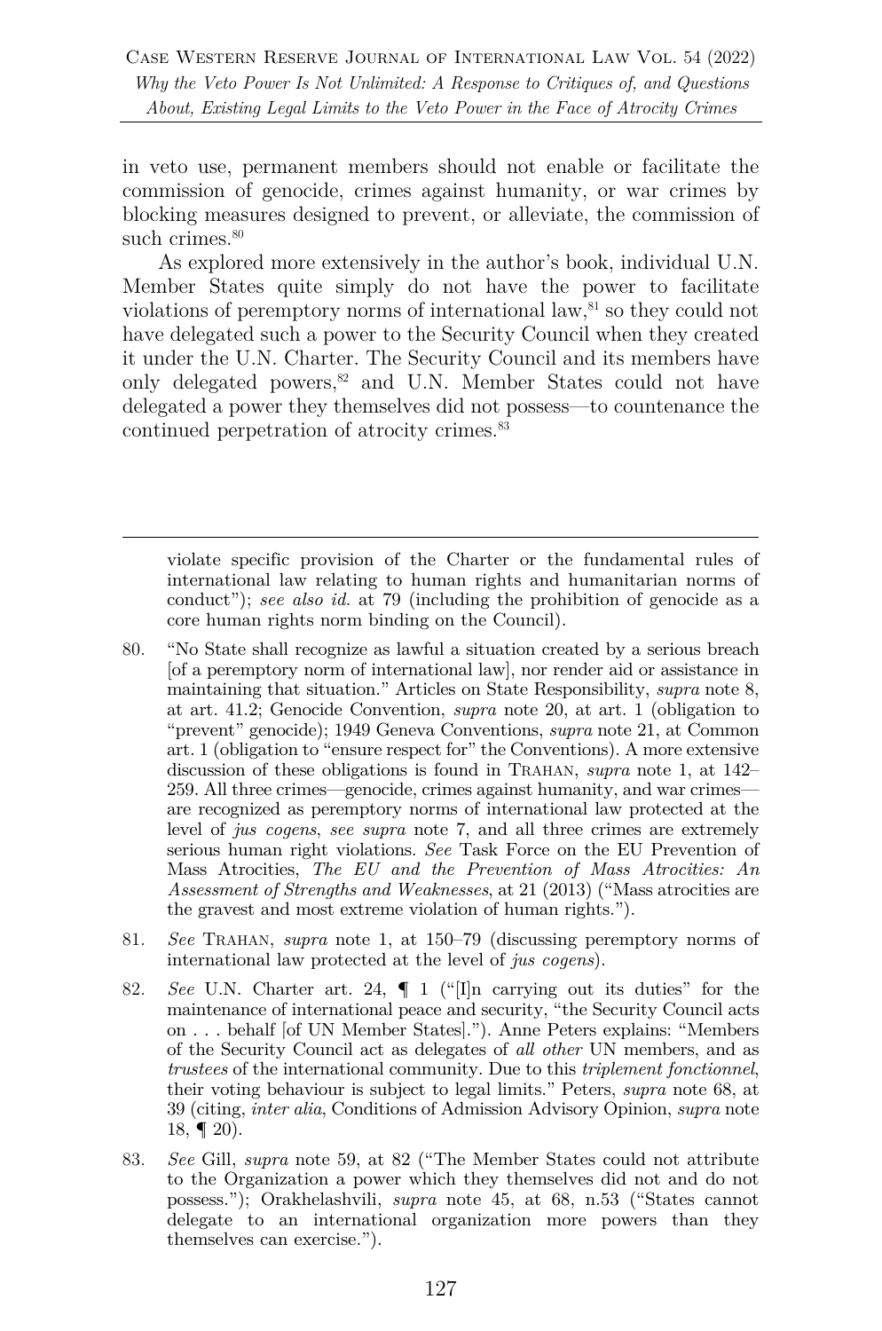in veto use, permanent members should not enable or facilitate the commission of genocide, crimes against humanity, or war crimes by blocking measures designed to prevent, or alleviate, the commission of such crimes.[80]

As explored more extensively in the author's book, individual U.N. Member States quite simply do not have the power to facilitate violations of peremptory norms of international law,[81] so they could not have delegated such a power to the Security Council when they created it under the U.N. Charter. The Security Council and its members have only delegated powers,[82] and U.N. Member States could not have delegated a power they themselves did not possess—to countenance the continued perpetration of atrocity crimes.[83]

---

violate specific provision of the Charter or the fundamental rules of international law relating to human rights and humanitarian norms of conduct"); *see also id.* at 79 (including the prohibition of genocide as a core human rights norm binding on the Council).

80. "No State shall recognize as lawful a situation created by a serious breach [of a peremptory norm of international law], nor render aid or assistance in maintaining that situation." Articles on State Responsibility, *supra* note 8, at art. 41.2; Genocide Convention, *supra* note 20, at art. 1 (obligation to "prevent" genocide); 1949 Geneva Conventions, *supra* note 21, at Common art. 1 (obligation to "ensure respect for" the Conventions). A more extensive discussion of these obligations is found in TRAHAN, *supra* note 1, at 142–259. All three crimes—genocide, crimes against humanity, and war crimes—are recognized as peremptory norms of international law protected at the level of *jus cogens*, *see supra* note 7, and all three crimes are extremely serious human right violations. *See* Task Force on the EU Prevention of Mass Atrocities, *The EU and the Prevention of Mass Atrocities: An Assessment of Strengths and Weaknesses*, at 21 (2013) ("Mass atrocities are the gravest and most extreme violation of human rights.").

81. *See* TRAHAN, *supra* note 1, at 150–79 (discussing peremptory norms of international law protected at the level of *jus cogens*).

82. *See* U.N. Charter art. 24, ¶ 1 ("[I]n carrying out its duties" for the maintenance of international peace and security, "the Security Council acts on . . . behalf [of UN Member States]."). Anne Peters explains: "Members of the Security Council act as delegates of *all other* UN members, and as *trustees* of the international community. Due to this *triplement fonctionnel*, their voting behaviour is subject to legal limits." Peters, *supra* note 68, at 39 (citing, *inter alia*, Conditions of Admission Advisory Opinion, *supra* note 18, ¶ 20).

83. *See* Gill, *supra* note 59, at 82 ("The Member States could not attribute to the Organization a power which they themselves did not and do not possess."); Orakhelashvili, *supra* note 45, at 68, n.53 ("States cannot delegate to an international organization more powers than they themselves can exercise.").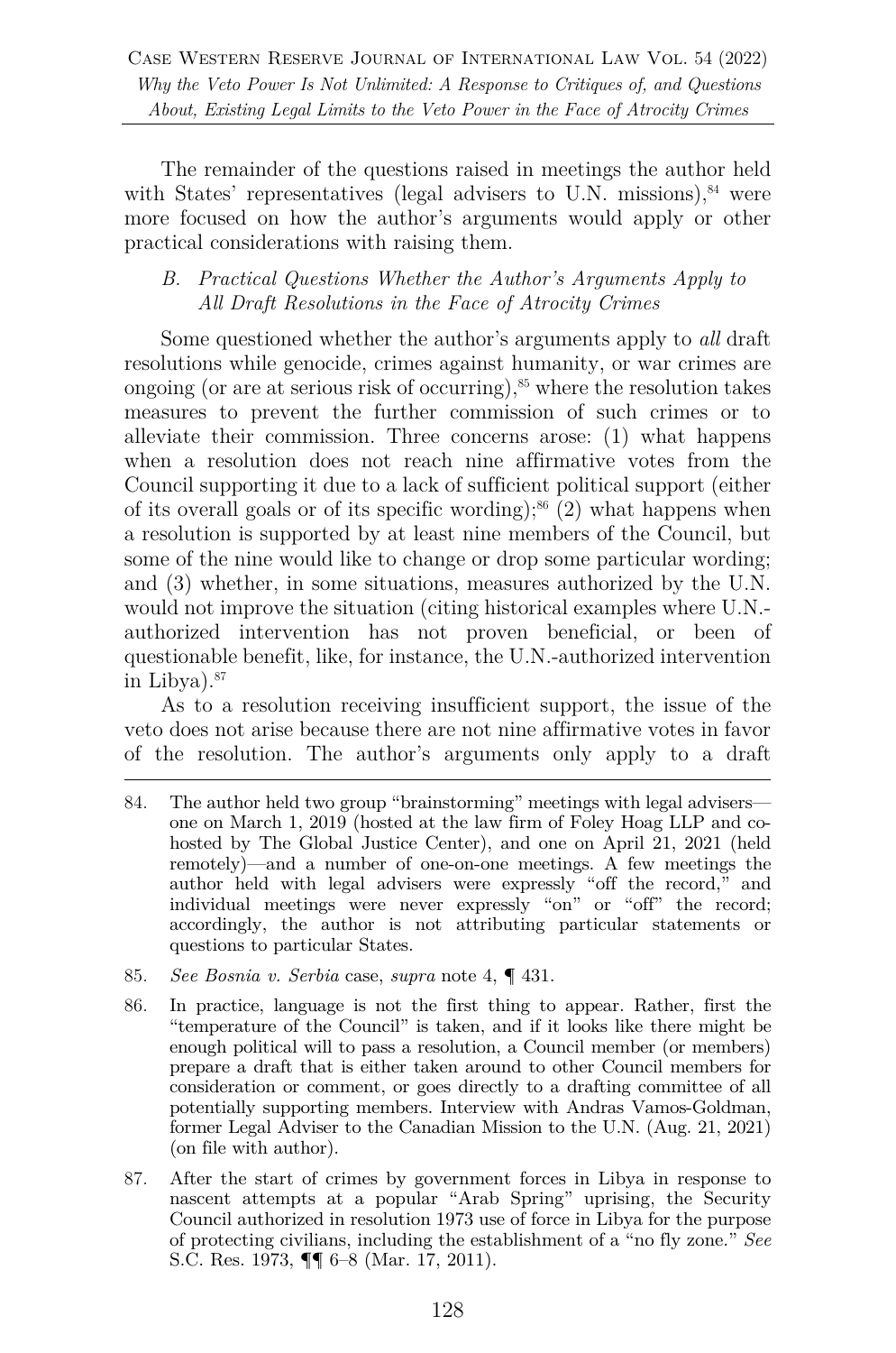The remainder of the questions raised in meetings the author held with States' representatives (legal advisers to U.N. missions),[84] were more focused on how the author's arguments would apply or other practical considerations with raising them.

### *B. Practical Questions Whether the Author's Arguments Apply to All Draft Resolutions in the Face of Atrocity Crimes*

Some questioned whether the author's arguments apply to *all* draft resolutions while genocide, crimes against humanity, or war crimes are ongoing (or are at serious risk of occurring),[85] where the resolution takes measures to prevent the further commission of such crimes or to alleviate their commission. Three concerns arose: (1) what happens when a resolution does not reach nine affirmative votes from the Council supporting it due to a lack of sufficient political support (either of its overall goals or of its specific wording);[86] (2) what happens when a resolution is supported by at least nine members of the Council, but some of the nine would like to change or drop some particular wording; and (3) whether, in some situations, measures authorized by the U.N. would not improve the situation (citing historical examples where U.N.-authorized intervention has not proven beneficial, or been of questionable benefit, like, for instance, the U.N.-authorized intervention in Libya).[87]

As to a resolution receiving insufficient support, the issue of the veto does not arise because there are not nine affirmative votes in favor of the resolution. The author's arguments only apply to a draft

---

84. The author held two group "brainstorming" meetings with legal advisers—one on March 1, 2019 (hosted at the law firm of Foley Hoag LLP and co-hosted by The Global Justice Center), and one on April 21, 2021 (held remotely)—and a number of one-on-one meetings. A few meetings the author held with legal advisers were expressly "off the record," and individual meetings were never expressly "on" or "off" the record; accordingly, the author is not attributing particular statements or questions to particular States.

85. *See Bosnia v. Serbia* case, *supra* note 4, ¶ 431.

86. In practice, language is not the first thing to appear. Rather, first the "temperature of the Council" is taken, and if it looks like there might be enough political will to pass a resolution, a Council member (or members) prepare a draft that is either taken around to other Council members for consideration or comment, or goes directly to a drafting committee of all potentially supporting members. Interview with Andras Vamos-Goldman, former Legal Adviser to the Canadian Mission to the U.N. (Aug. 21, 2021) (on file with author).

87. After the start of crimes by government forces in Libya in response to nascent attempts at a popular "Arab Spring" uprising, the Security Council authorized in resolution 1973 use of force in Libya for the purpose of protecting civilians, including the establishment of a "no fly zone." *See* S.C. Res. 1973, ¶¶ 6–8 (Mar. 17, 2011).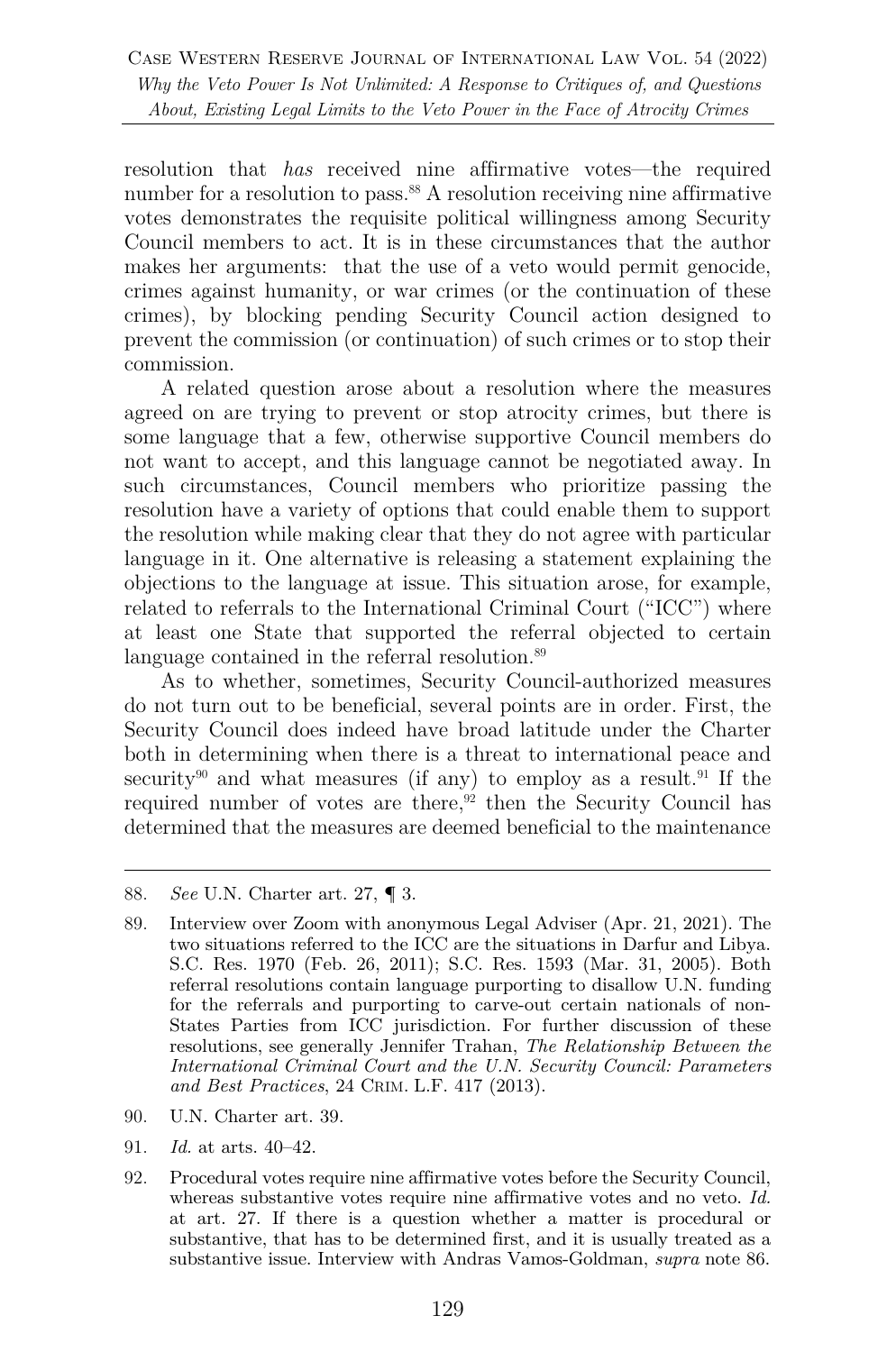resolution that *has* received nine affirmative votes—the required number for a resolution to pass.[88] A resolution receiving nine affirmative votes demonstrates the requisite political willingness among Security Council members to act. It is in these circumstances that the author makes her arguments: that the use of a veto would permit genocide, crimes against humanity, or war crimes (or the continuation of these crimes), by blocking pending Security Council action designed to prevent the commission (or continuation) of such crimes or to stop their commission.

A related question arose about a resolution where the measures agreed on are trying to prevent or stop atrocity crimes, but there is some language that a few, otherwise supportive Council members do not want to accept, and this language cannot be negotiated away. In such circumstances, Council members who prioritize passing the resolution have a variety of options that could enable them to support the resolution while making clear that they do not agree with particular language in it. One alternative is releasing a statement explaining the objections to the language at issue. This situation arose, for example, related to referrals to the International Criminal Court ("ICC") where at least one State that supported the referral objected to certain language contained in the referral resolution.[89]

As to whether, sometimes, Security Council-authorized measures do not turn out to be beneficial, several points are in order. First, the Security Council does indeed have broad latitude under the Charter both in determining when there is a threat to international peace and security[90] and what measures (if any) to employ as a result.[91] If the required number of votes are there,[92] then the Security Council has determined that the measures are deemed beneficial to the maintenance

---

88. *See* U.N. Charter art. 27, ¶ 3.

89. Interview over Zoom with anonymous Legal Adviser (Apr. 21, 2021). The two situations referred to the ICC are the situations in Darfur and Libya. S.C. Res. 1970 (Feb. 26, 2011); S.C. Res. 1593 (Mar. 31, 2005). Both referral resolutions contain language purporting to disallow U.N. funding for the referrals and purporting to carve-out certain nationals of non-States Parties from ICC jurisdiction. For further discussion of these resolutions, see generally Jennifer Trahan, *The Relationship Between the International Criminal Court and the U.N. Security Council: Parameters and Best Practices*, 24 CRIM. L.F. 417 (2013).

90. U.N. Charter art. 39.

91. *Id.* at arts. 40–42.

92. Procedural votes require nine affirmative votes before the Security Council, whereas substantive votes require nine affirmative votes and no veto. *Id.* at art. 27. If there is a question whether a matter is procedural or substantive, that has to be determined first, and it is usually treated as a substantive issue. Interview with Andras Vamos-Goldman, *supra* note 86.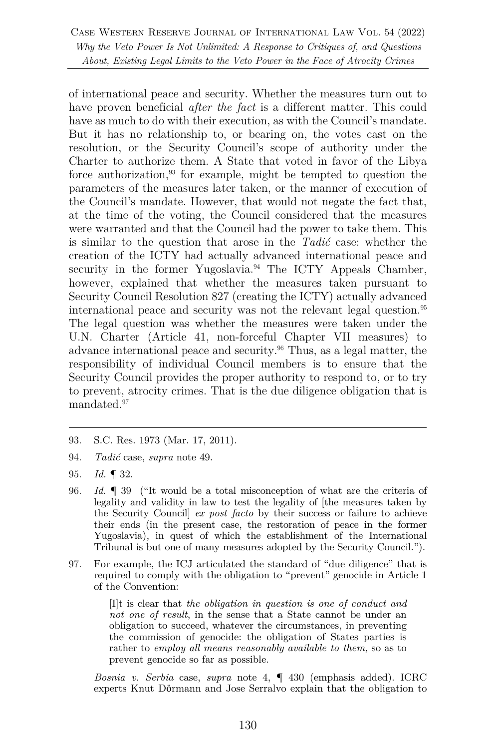of international peace and security. Whether the measures turn out to have proven beneficial *after the fact* is a different matter. This could have as much to do with their execution, as with the Council's mandate. But it has no relationship to, or bearing on, the votes cast on the resolution, or the Security Council's scope of authority under the Charter to authorize them. A State that voted in favor of the Libya force authorization,[93] for example, might be tempted to question the parameters of the measures later taken, or the manner of execution of the Council's mandate. However, that would not negate the fact that, at the time of the voting, the Council considered that the measures were warranted and that the Council had the power to take them. This is similar to the question that arose in the *Tadić* case: whether the creation of the ICTY had actually advanced international peace and security in the former Yugoslavia.[94] The ICTY Appeals Chamber, however, explained that whether the measures taken pursuant to Security Council Resolution 827 (creating the ICTY) actually advanced international peace and security was not the relevant legal question.[95] The legal question was whether the measures were taken under the U.N. Charter (Article 41, non-forceful Chapter VII measures) to advance international peace and security.[96] Thus, as a legal matter, the responsibility of individual Council members is to ensure that the Security Council provides the proper authority to respond to, or to try to prevent, atrocity crimes. That is the due diligence obligation that is mandated.[97]

---

93. S.C. Res. 1973 (Mar. 17, 2011).

94. *Tadić* case, *supra* note 49.

95. *Id.* ¶ 32.

96. *Id.* ¶ 39 ("It would be a total misconception of what are the criteria of legality and validity in law to test the legality of [the measures taken by the Security Council] *ex post facto* by their success or failure to achieve their ends (in the present case, the restoration of peace in the former Yugoslavia), in quest of which the establishment of the International Tribunal is but one of many measures adopted by the Security Council.").

97. For example, the ICJ articulated the standard of "due diligence" that is required to comply with the obligation to "prevent" genocide in Article 1 of the Convention:

> [I]t is clear that *the obligation in question is one of conduct and not one of result*, in the sense that a State cannot be under an obligation to succeed, whatever the circumstances, in preventing the commission of genocide: the obligation of States parties is rather to *employ all means reasonably available to them,* so as to prevent genocide so far as possible.

*Bosnia v. Serbia* case, *supra* note 4, ¶ 430 (emphasis added). ICRC experts Knut Dörmann and Jose Serralvo explain that the obligation to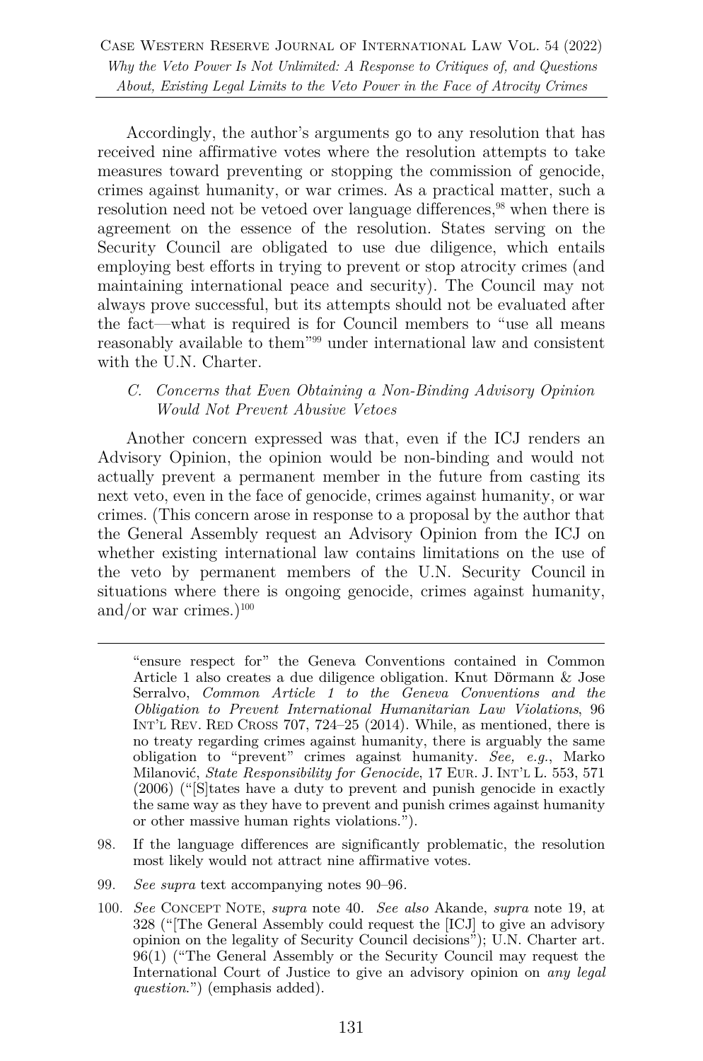Accordingly, the author's arguments go to any resolution that has received nine affirmative votes where the resolution attempts to take measures toward preventing or stopping the commission of genocide, crimes against humanity, or war crimes. As a practical matter, such a resolution need not be vetoed over language differences,[98] when there is agreement on the essence of the resolution. States serving on the Security Council are obligated to use due diligence, which entails employing best efforts in trying to prevent or stop atrocity crimes (and maintaining international peace and security). The Council may not always prove successful, but its attempts should not be evaluated after the fact—what is required is for Council members to "use all means reasonably available to them"[99] under international law and consistent with the U.N. Charter.

### *C. Concerns that Even Obtaining a Non-Binding Advisory Opinion Would Not Prevent Abusive Vetoes*

Another concern expressed was that, even if the ICJ renders an Advisory Opinion, the opinion would be non-binding and would not actually prevent a permanent member in the future from casting its next veto, even in the face of genocide, crimes against humanity, or war crimes. (This concern arose in response to a proposal by the author that the General Assembly request an Advisory Opinion from the ICJ on whether existing international law contains limitations on the use of the veto by permanent members of the U.N. Security Council in situations where there is ongoing genocide, crimes against humanity, and/or war crimes.)[100]

---

"ensure respect for" the Geneva Conventions contained in Common Article 1 also creates a due diligence obligation. Knut Dörmann & Jose Serralvo, *Common Article 1 to the Geneva Conventions and the Obligation to Prevent International Humanitarian Law Violations*, 96 INT'L REV. RED CROSS 707, 724–25 (2014). While, as mentioned, there is no treaty regarding crimes against humanity, there is arguably the same obligation to "prevent" crimes against humanity. *See, e.g.*, Marko Milanović, *State Responsibility for Genocide*, 17 EUR. J. INT'L L. 553, 571 (2006) ("[S]tates have a duty to prevent and punish genocide in exactly the same way as they have to prevent and punish crimes against humanity or other massive human rights violations.").

98. If the language differences are significantly problematic, the resolution most likely would not attract nine affirmative votes.

99. *See supra* text accompanying notes 90–96.

100. *See* CONCEPT NOTE, *supra* note 40. *See also* Akande, *supra* note 19, at 328 ("[The General Assembly could request the [ICJ] to give an advisory opinion on the legality of Security Council decisions"); U.N. Charter art. 96(1) ("The General Assembly or the Security Council may request the International Court of Justice to give an advisory opinion on *any legal question*.") (emphasis added).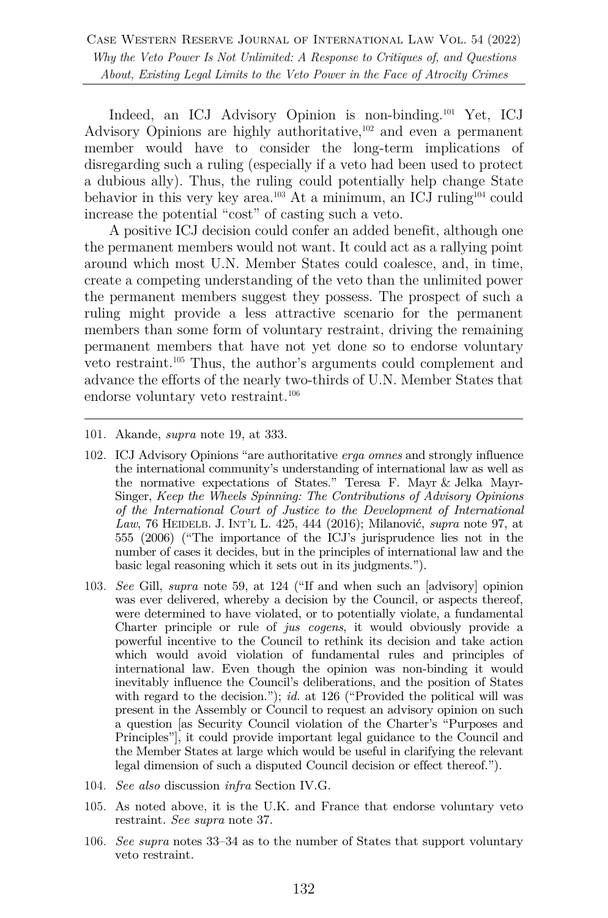Indeed, an ICJ Advisory Opinion is non-binding.[101] Yet, ICJ Advisory Opinions are highly authoritative,[102] and even a permanent member would have to consider the long-term implications of disregarding such a ruling (especially if a veto had been used to protect a dubious ally). Thus, the ruling could potentially help change State behavior in this very key area.[103] At a minimum, an ICJ ruling[104] could increase the potential "cost" of casting such a veto.

A positive ICJ decision could confer an added benefit, although one the permanent members would not want. It could act as a rallying point around which most U.N. Member States could coalesce, and, in time, create a competing understanding of the veto than the unlimited power the permanent members suggest they possess. The prospect of such a ruling might provide a less attractive scenario for the permanent members than some form of voluntary restraint, driving the remaining permanent members that have not yet done so to endorse voluntary veto restraint.[105] Thus, the author's arguments could complement and advance the efforts of the nearly two-thirds of U.N. Member States that endorse voluntary veto restraint.[106]

---

101. Akande, *supra* note 19, at 333.

102. ICJ Advisory Opinions "are authoritative *erga omnes* and strongly influence the international community's understanding of international law as well as the normative expectations of States." Teresa F. Mayr & Jelka Mayr-Singer, *Keep the Wheels Spinning: The Contributions of Advisory Opinions of the International Court of Justice to the Development of International Law*, 76 HEIDELB. J. INT'L L. 425, 444 (2016); Milanović, *supra* note 97, at 555 (2006) ("The importance of the ICJ's jurisprudence lies not in the number of cases it decides, but in the principles of international law and the basic legal reasoning which it sets out in its judgments.").

103. *See* Gill, *supra* note 59, at 124 ("If and when such an [advisory] opinion was ever delivered, whereby a decision by the Council, or aspects thereof, were determined to have violated, or to potentially violate, a fundamental Charter principle or rule of *jus cogens*, it would obviously provide a powerful incentive to the Council to rethink its decision and take action which would avoid violation of fundamental rules and principles of international law. Even though the opinion was non-binding it would inevitably influence the Council's deliberations, and the position of States with regard to the decision."); *id.* at 126 ("Provided the political will was present in the Assembly or Council to request an advisory opinion on such a question [as Security Council violation of the Charter's "Purposes and Principles"], it could provide important legal guidance to the Council and the Member States at large which would be useful in clarifying the relevant legal dimension of such a disputed Council decision or effect thereof.").

104. *See also* discussion *infra* Section IV.G.

105. As noted above, it is the U.K. and France that endorse voluntary veto restraint. *See supra* note 37.

106. *See supra* notes 33–34 as to the number of States that support voluntary veto restraint.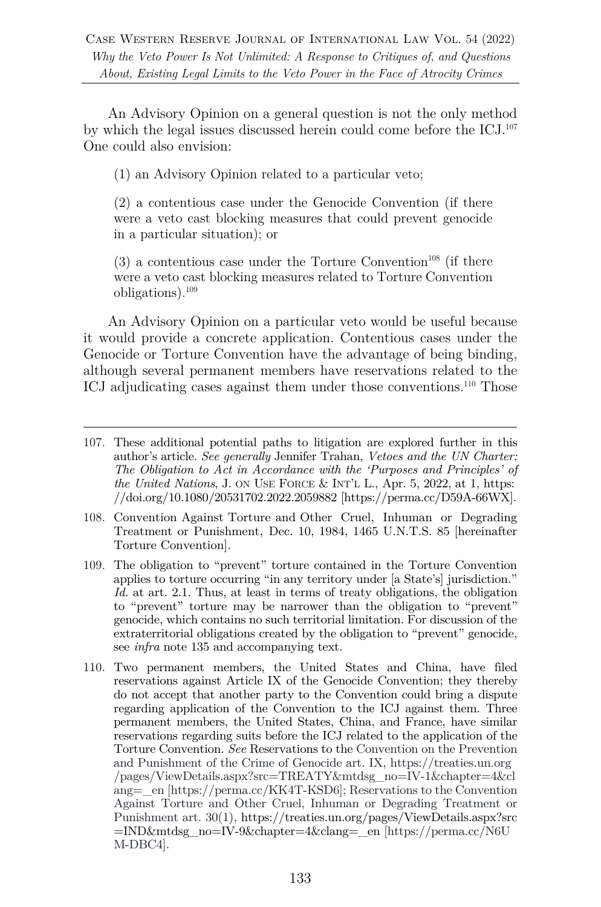An Advisory Opinion on a general question is not the only method by which the legal issues discussed herein could come before the ICJ.[107] One could also envision:

(1) an Advisory Opinion related to a particular veto;

(2) a contentious case under the Genocide Convention (if there were a veto cast blocking measures that could prevent genocide in a particular situation); or

(3) a contentious case under the Torture Convention[108] (if there were a veto cast blocking measures related to Torture Convention obligations).[109]

An Advisory Opinion on a particular veto would be useful because it would provide a concrete application. Contentious cases under the Genocide or Torture Convention have the advantage of being binding, although several permanent members have reservations related to the ICJ adjudicating cases against them under those conventions.[110] Those

---

107. These additional potential paths to litigation are explored further in this author's article. *See generally* Jennifer Trahan, *Vetoes and the UN Charter: The Obligation to Act in Accordance with the 'Purposes and Principles' of the United Nations*, J. ON USE FORCE & INT'L L., Apr. 5, 2022, at 1, https://doi.org/10.1080/20531702.2022.2059882 [https://perma.cc/D59A-66WX].

108. Convention Against Torture and Other Cruel, Inhuman or Degrading Treatment or Punishment, Dec. 10, 1984, 1465 U.N.T.S. 85 [hereinafter Torture Convention].

109. The obligation to "prevent" torture contained in the Torture Convention applies to torture occurring "in any territory under [a State's] jurisdiction." *Id.* at art. 2.1. Thus, at least in terms of treaty obligations, the obligation to "prevent" torture may be narrower than the obligation to "prevent" genocide, which contains no such territorial limitation. For discussion of the extraterritorial obligations created by the obligation to "prevent" genocide, see *infra* note 135 and accompanying text.

110. Two permanent members, the United States and China, have filed reservations against Article IX of the Genocide Convention; they thereby do not accept that another party to the Convention could bring a dispute regarding application of the Convention to the ICJ against them. Three permanent members, the United States, China, and France, have similar reservations regarding suits before the ICJ related to the application of the Torture Convention. *See* Reservations to the Convention on the Prevention and Punishment of the Crime of Genocide art. IX, https://treaties.un.org/pages/ViewDetails.aspx?src=TREATY&mtdsg_no=IV-1&chapter=4&clang=_en [https://perma.cc/KK4T-KSD6]; Reservations to the Convention Against Torture and Other Cruel, Inhuman or Degrading Treatment or Punishment art. 30(1), https://treaties.un.org/pages/ViewDetails.aspx?src=IND&mtdsg_no=IV-9&chapter=4&clang=_en [https://perma.cc/N6UM-DBC4].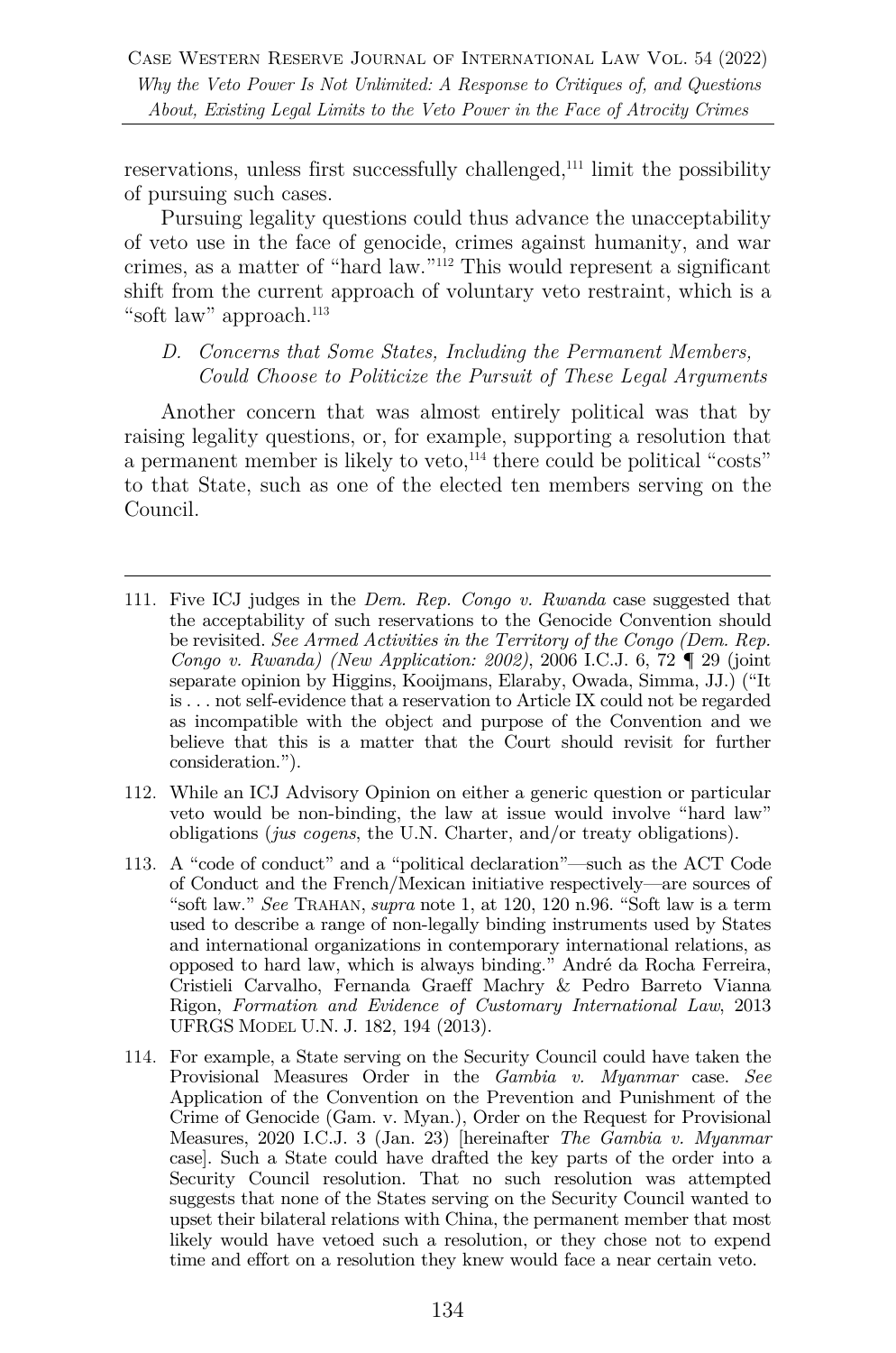reservations, unless first successfully challenged,[111] limit the possibility of pursuing such cases.

Pursuing legality questions could thus advance the unacceptability of veto use in the face of genocide, crimes against humanity, and war crimes, as a matter of "hard law."[112] This would represent a significant shift from the current approach of voluntary veto restraint, which is a "soft law" approach.[113]

### *D. Concerns that Some States, Including the Permanent Members, Could Choose to Politicize the Pursuit of These Legal Arguments*

Another concern that was almost entirely political was that by raising legality questions, or, for example, supporting a resolution that a permanent member is likely to veto,[114] there could be political "costs" to that State, such as one of the elected ten members serving on the Council.

---

111. Five ICJ judges in the *Dem. Rep. Congo v. Rwanda* case suggested that the acceptability of such reservations to the Genocide Convention should be revisited. *See Armed Activities in the Territory of the Congo (Dem. Rep. Congo v. Rwanda) (New Application: 2002)*, 2006 I.C.J. 6, 72 ¶ 29 (joint separate opinion by Higgins, Kooijmans, Elaraby, Owada, Simma, JJ.) ("It is . . . not self-evidence that a reservation to Article IX could not be regarded as incompatible with the object and purpose of the Convention and we believe that this is a matter that the Court should revisit for further consideration.").

112. While an ICJ Advisory Opinion on either a generic question or particular veto would be non-binding, the law at issue would involve "hard law" obligations (*jus cogens*, the U.N. Charter, and/or treaty obligations).

113. A "code of conduct" and a "political declaration"—such as the ACT Code of Conduct and the French/Mexican initiative respectively—are sources of "soft law." *See* TRAHAN, *supra* note 1, at 120, 120 n.96. "Soft law is a term used to describe a range of non-legally binding instruments used by States and international organizations in contemporary international relations, as opposed to hard law, which is always binding." André da Rocha Ferreira, Cristieli Carvalho, Fernanda Graeff Machry & Pedro Barreto Vianna Rigon, *Formation and Evidence of Customary International Law*, 2013 UFRGS MODEL U.N. J. 182, 194 (2013).

114. For example, a State serving on the Security Council could have taken the Provisional Measures Order in the *Gambia v. Myanmar* case. *See* Application of the Convention on the Prevention and Punishment of the Crime of Genocide (Gam. v. Myan.), Order on the Request for Provisional Measures, 2020 I.C.J. 3 (Jan. 23) [hereinafter *The Gambia v. Myanmar* case]. Such a State could have drafted the key parts of the order into a Security Council resolution. That no such resolution was attempted suggests that none of the States serving on the Security Council wanted to upset their bilateral relations with China, the permanent member that most likely would have vetoed such a resolution, or they chose not to expend time and effort on a resolution they knew would face a near certain veto.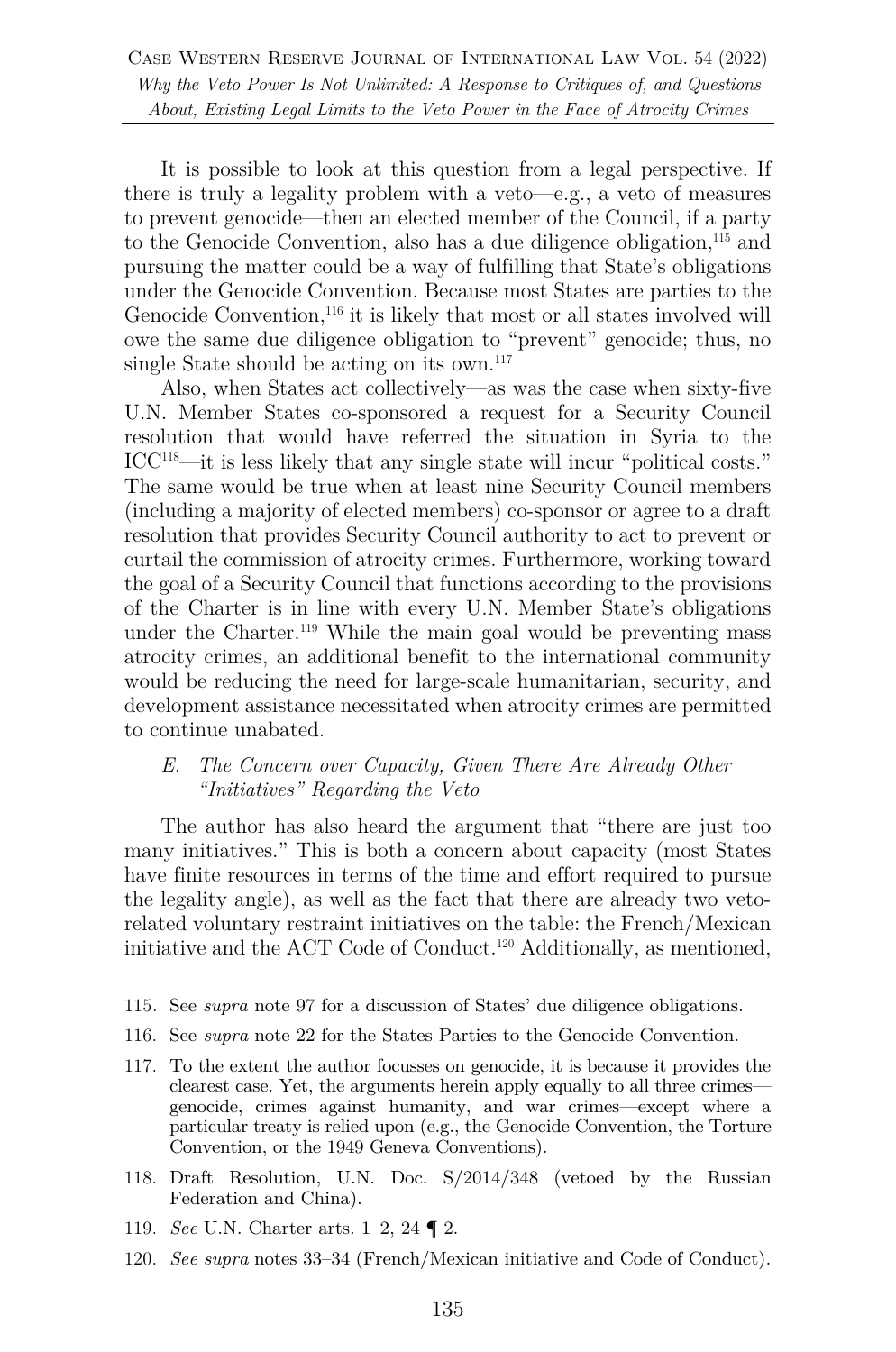It is possible to look at this question from a legal perspective. If there is truly a legality problem with a veto—e.g., a veto of measures to prevent genocide—then an elected member of the Council, if a party to the Genocide Convention, also has a due diligence obligation,[115] and pursuing the matter could be a way of fulfilling that State's obligations under the Genocide Convention. Because most States are parties to the Genocide Convention,[116] it is likely that most or all states involved will owe the same due diligence obligation to "prevent" genocide; thus, no single State should be acting on its own.[117]

Also, when States act collectively—as was the case when sixty-five U.N. Member States co-sponsored a request for a Security Council resolution that would have referred the situation in Syria to the ICC[118]—it is less likely that any single state will incur "political costs." The same would be true when at least nine Security Council members (including a majority of elected members) co-sponsor or agree to a draft resolution that provides Security Council authority to act to prevent or curtail the commission of atrocity crimes. Furthermore, working toward the goal of a Security Council that functions according to the provisions of the Charter is in line with every U.N. Member State's obligations under the Charter.[119] While the main goal would be preventing mass atrocity crimes, an additional benefit to the international community would be reducing the need for large-scale humanitarian, security, and development assistance necessitated when atrocity crimes are permitted to continue unabated.

### *E. The Concern over Capacity, Given There Are Already Other "Initiatives" Regarding the Veto*

The author has also heard the argument that "there are just too many initiatives." This is both a concern about capacity (most States have finite resources in terms of the time and effort required to pursue the legality angle), as well as the fact that there are already two veto-related voluntary restraint initiatives on the table: the French/Mexican initiative and the ACT Code of Conduct.[120] Additionally, as mentioned,

---

115. See *supra* note 97 for a discussion of States' due diligence obligations.

116. See *supra* note 22 for the States Parties to the Genocide Convention.

117. To the extent the author focusses on genocide, it is because it provides the clearest case. Yet, the arguments herein apply equally to all three crimes—genocide, crimes against humanity, and war crimes—except where a particular treaty is relied upon (e.g., the Genocide Convention, the Torture Convention, or the 1949 Geneva Conventions).

118. Draft Resolution, U.N. Doc. S/2014/348 (vetoed by the Russian Federation and China).

119. *See* U.N. Charter arts. 1–2, 24 ¶ 2.

120. *See supra* notes 33–34 (French/Mexican initiative and Code of Conduct).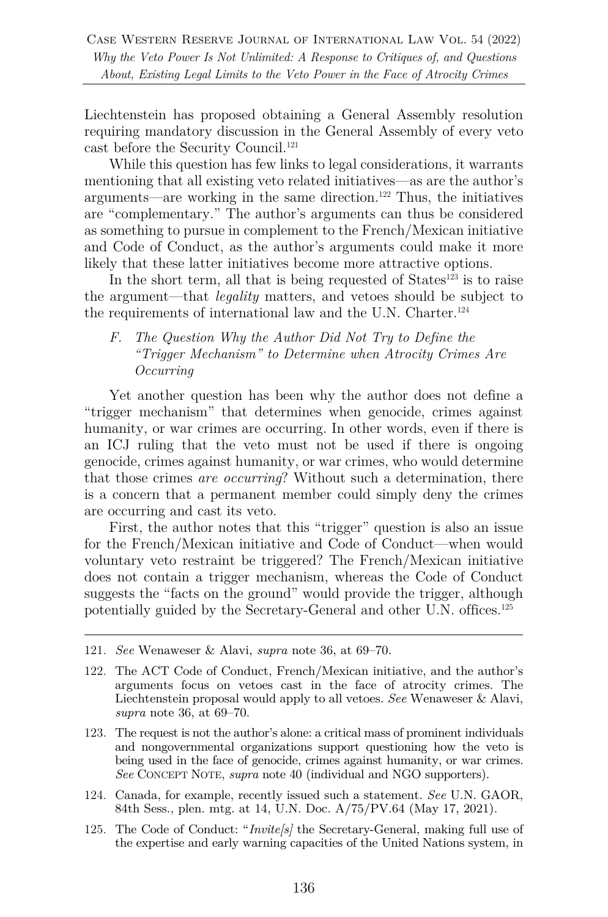Liechtenstein has proposed obtaining a General Assembly resolution requiring mandatory discussion in the General Assembly of every veto cast before the Security Council.[121]

While this question has few links to legal considerations, it warrants mentioning that all existing veto related initiatives—as are the author's arguments—are working in the same direction.[122] Thus, the initiatives are "complementary." The author's arguments can thus be considered as something to pursue in complement to the French/Mexican initiative and Code of Conduct, as the author's arguments could make it more likely that these latter initiatives become more attractive options.

In the short term, all that is being requested of States[123] is to raise the argument—that *legality* matters, and vetoes should be subject to the requirements of international law and the U.N. Charter.[124]

### *F. The Question Why the Author Did Not Try to Define the "Trigger Mechanism" to Determine when Atrocity Crimes Are Occurring*

Yet another question has been why the author does not define a "trigger mechanism" that determines when genocide, crimes against humanity, or war crimes are occurring. In other words, even if there is an ICJ ruling that the veto must not be used if there is ongoing genocide, crimes against humanity, or war crimes, who would determine that those crimes *are occurring*? Without such a determination, there is a concern that a permanent member could simply deny the crimes are occurring and cast its veto.

First, the author notes that this "trigger" question is also an issue for the French/Mexican initiative and Code of Conduct—when would voluntary veto restraint be triggered? The French/Mexican initiative does not contain a trigger mechanism, whereas the Code of Conduct suggests the "facts on the ground" would provide the trigger, although potentially guided by the Secretary-General and other U.N. offices.[125]

---

121. *See* Wenaweser & Alavi, *supra* note 36, at 69–70.

122. The ACT Code of Conduct, French/Mexican initiative, and the author's arguments focus on vetoes cast in the face of atrocity crimes. The Liechtenstein proposal would apply to all vetoes. *See* Wenaweser & Alavi, *supra* note 36, at 69–70.

123. The request is not the author's alone: a critical mass of prominent individuals and nongovernmental organizations support questioning how the veto is being used in the face of genocide, crimes against humanity, or war crimes. *See* CONCEPT NOTE, *supra* note 40 (individual and NGO supporters).

124. Canada, for example, recently issued such a statement. *See* U.N. GAOR, 84th Sess., plen. mtg. at 14, U.N. Doc. A/75/PV.64 (May 17, 2021).

125. The Code of Conduct: "*Invite[s]* the Secretary-General, making full use of the expertise and early warning capacities of the United Nations system, in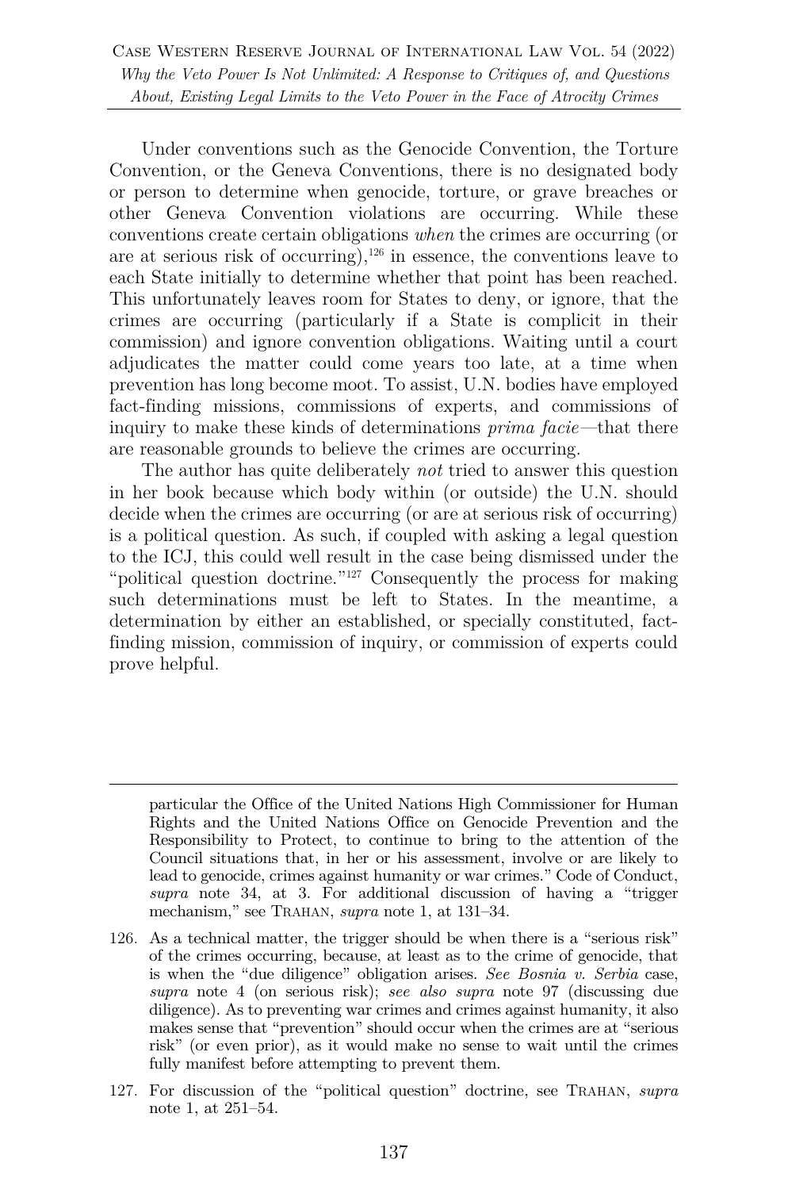Under conventions such as the Genocide Convention, the Torture Convention, or the Geneva Conventions, there is no designated body or person to determine when genocide, torture, or grave breaches or other Geneva Convention violations are occurring. While these conventions create certain obligations *when* the crimes are occurring (or are at serious risk of occurring),[126] in essence, the conventions leave to each State initially to determine whether that point has been reached. This unfortunately leaves room for States to deny, or ignore, that the crimes are occurring (particularly if a State is complicit in their commission) and ignore convention obligations. Waiting until a court adjudicates the matter could come years too late, at a time when prevention has long become moot. To assist, U.N. bodies have employed fact-finding missions, commissions of experts, and commissions of inquiry to make these kinds of determinations *prima facie*—that there are reasonable grounds to believe the crimes are occurring.

The author has quite deliberately *not* tried to answer this question in her book because which body within (or outside) the U.N. should decide when the crimes are occurring (or are at serious risk of occurring) is a political question. As such, if coupled with asking a legal question to the ICJ, this could well result in the case being dismissed under the "political question doctrine."[127] Consequently the process for making such determinations must be left to States. In the meantime, a determination by either an established, or specially constituted, fact-finding mission, commission of inquiry, or commission of experts could prove helpful.

---

particular the Office of the United Nations High Commissioner for Human Rights and the United Nations Office on Genocide Prevention and the Responsibility to Protect, to continue to bring to the attention of the Council situations that, in her or his assessment, involve or are likely to lead to genocide, crimes against humanity or war crimes." Code of Conduct, *supra* note 34, at 3. For additional discussion of having a "trigger mechanism," see TRAHAN, *supra* note 1, at 131–34.

126. As a technical matter, the trigger should be when there is a "serious risk" of the crimes occurring, because, at least as to the crime of genocide, that is when the "due diligence" obligation arises. *See Bosnia v. Serbia* case, *supra* note 4 (on serious risk); *see also supra* note 97 (discussing due diligence). As to preventing war crimes and crimes against humanity, it also makes sense that "prevention" should occur when the crimes are at "serious risk" (or even prior), as it would make no sense to wait until the crimes fully manifest before attempting to prevent them.

127. For discussion of the "political question" doctrine, see TRAHAN, *supra* note 1, at 251–54.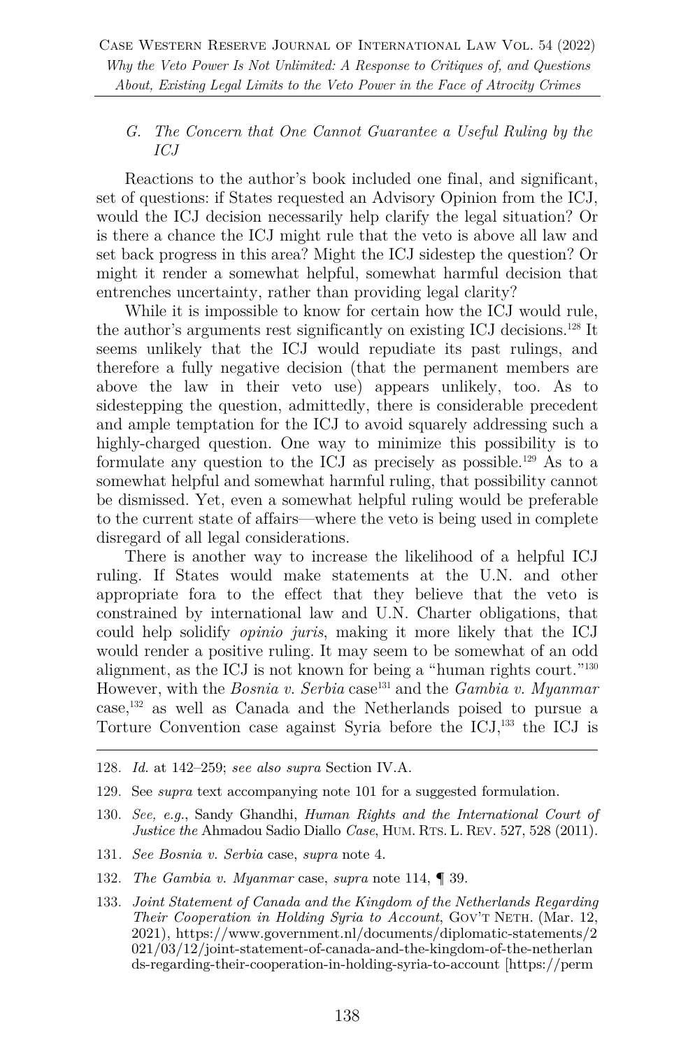### G. *The Concern that One Cannot Guarantee a Useful Ruling by the ICJ*

Reactions to the author's book included one final, and significant, set of questions: if States requested an Advisory Opinion from the ICJ, would the ICJ decision necessarily help clarify the legal situation? Or is there a chance the ICJ might rule that the veto is above all law and set back progress in this area? Might the ICJ sidestep the question? Or might it render a somewhat helpful, somewhat harmful decision that entrenches uncertainty, rather than providing legal clarity?

While it is impossible to know for certain how the ICJ would rule, the author's arguments rest significantly on existing ICJ decisions.[128] It seems unlikely that the ICJ would repudiate its past rulings, and therefore a fully negative decision (that the permanent members are above the law in their veto use) appears unlikely, too. As to sidestepping the question, admittedly, there is considerable precedent and ample temptation for the ICJ to avoid squarely addressing such a highly-charged question. One way to minimize this possibility is to formulate any question to the ICJ as precisely as possible.[129] As to a somewhat helpful and somewhat harmful ruling, that possibility cannot be dismissed. Yet, even a somewhat helpful ruling would be preferable to the current state of affairs—where the veto is being used in complete disregard of all legal considerations.

There is another way to increase the likelihood of a helpful ICJ ruling. If States would make statements at the U.N. and other appropriate fora to the effect that they believe that the veto is constrained by international law and U.N. Charter obligations, that could help solidify *opinio juris*, making it more likely that the ICJ would render a positive ruling. It may seem to be somewhat of an odd alignment, as the ICJ is not known for being a "human rights court."[130] However, with the *Bosnia v. Serbia* case[131] and the *Gambia v. Myanmar* case,[132] as well as Canada and the Netherlands poised to pursue a Torture Convention case against Syria before the ICJ,[133] the ICJ is

---

128. *Id.* at 142–259; *see also supra* Section IV.A.

129. See *supra* text accompanying note 101 for a suggested formulation.

130. *See, e.g.*, Sandy Ghandhi, *Human Rights and the International Court of Justice the* Ahmadou Sadio Diallo *Case*, HUM. RTS. L. REV. 527, 528 (2011).

131. *See Bosnia v. Serbia* case, *supra* note 4.

132. *The Gambia v. Myanmar* case, *supra* note 114, ¶ 39.

133. *Joint Statement of Canada and the Kingdom of the Netherlands Regarding Their Cooperation in Holding Syria to Account*, GOV'T NETH. (Mar. 12, 2021), https://www.government.nl/documents/diplomatic-statements/2021/03/12/joint-statement-of-canada-and-the-kingdom-of-the-netherlands-regarding-their-cooperation-in-holding-syria-to-account [https://perm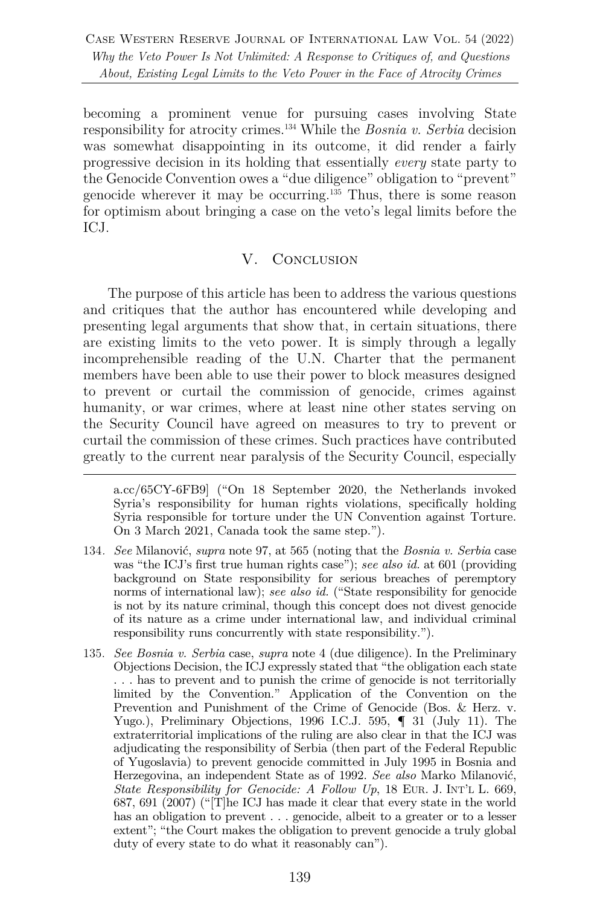becoming a prominent venue for pursuing cases involving State responsibility for atrocity crimes.[134] While the *Bosnia v. Serbia* decision was somewhat disappointing in its outcome, it did render a fairly progressive decision in its holding that essentially *every* state party to the Genocide Convention owes a "due diligence" obligation to "prevent" genocide wherever it may be occurring.[135] Thus, there is some reason for optimism about bringing a case on the veto's legal limits before the ICJ.

## V. Conclusion

The purpose of this article has been to address the various questions and critiques that the author has encountered while developing and presenting legal arguments that show that, in certain situations, there are existing limits to the veto power. It is simply through a legally incomprehensible reading of the U.N. Charter that the permanent members have been able to use their power to block measures designed to prevent or curtail the commission of genocide, crimes against humanity, or war crimes, where at least nine other states serving on the Security Council have agreed on measures to try to prevent or curtail the commission of these crimes. Such practices have contributed greatly to the current near paralysis of the Security Council, especially

---

a.cc/65CY-6FB9] ("On 18 September 2020, the Netherlands invoked Syria's responsibility for human rights violations, specifically holding Syria responsible for torture under the UN Convention against Torture. On 3 March 2021, Canada took the same step.").

134. *See* Milanović, *supra* note 97, at 565 (noting that the *Bosnia v. Serbia* case was "the ICJ's first true human rights case"); *see also id.* at 601 (providing background on State responsibility for serious breaches of peremptory norms of international law); *see also id.* ("State responsibility for genocide is not by its nature criminal, though this concept does not divest genocide of its nature as a crime under international law, and individual criminal responsibility runs concurrently with state responsibility.").

135. *See Bosnia v. Serbia* case, *supra* note 4 (due diligence). In the Preliminary Objections Decision, the ICJ expressly stated that "the obligation each state . . . has to prevent and to punish the crime of genocide is not territorially limited by the Convention." Application of the Convention on the Prevention and Punishment of the Crime of Genocide (Bos. & Herz. v. Yugo.), Preliminary Objections, 1996 I.C.J. 595, ¶ 31 (July 11). The extraterritorial implications of the ruling are also clear in that the ICJ was adjudicating the responsibility of Serbia (then part of the Federal Republic of Yugoslavia) to prevent genocide committed in July 1995 in Bosnia and Herzegovina, an independent State as of 1992. *See also* Marko Milanović, *State Responsibility for Genocide: A Follow Up*, 18 Eur. J. Int'l L. 669, 687, 691 (2007) ("[T]he ICJ has made it clear that every state in the world has an obligation to prevent . . . genocide, albeit to a greater or to a lesser extent"; "the Court makes the obligation to prevent genocide a truly global duty of every state to do what it reasonably can").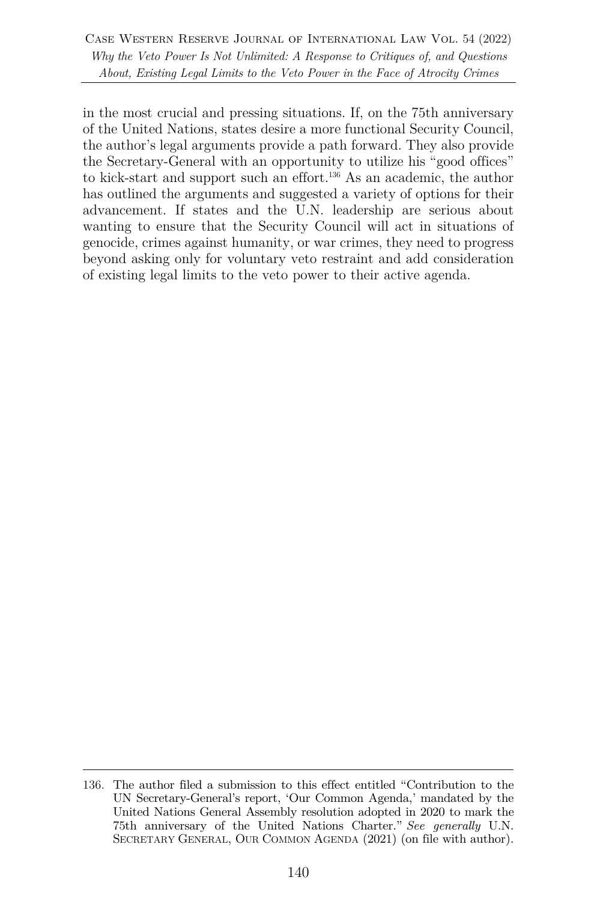in the most crucial and pressing situations. If, on the 75th anniversary of the United Nations, states desire a more functional Security Council, the author's legal arguments provide a path forward. They also provide the Secretary-General with an opportunity to utilize his "good offices" to kick-start and support such an effort.[136] As an academic, the author has outlined the arguments and suggested a variety of options for their advancement. If states and the U.N. leadership are serious about wanting to ensure that the Security Council will act in situations of genocide, crimes against humanity, or war crimes, they need to progress beyond asking only for voluntary veto restraint and add consideration of existing legal limits to the veto power to their active agenda.

---

136. The author filed a submission to this effect entitled "Contribution to the UN Secretary-General's report, 'Our Common Agenda,' mandated by the United Nations General Assembly resolution adopted in 2020 to mark the 75th anniversary of the United Nations Charter." *See generally* U.N. SECRETARY GENERAL, OUR COMMON AGENDA (2021) (on file with author).